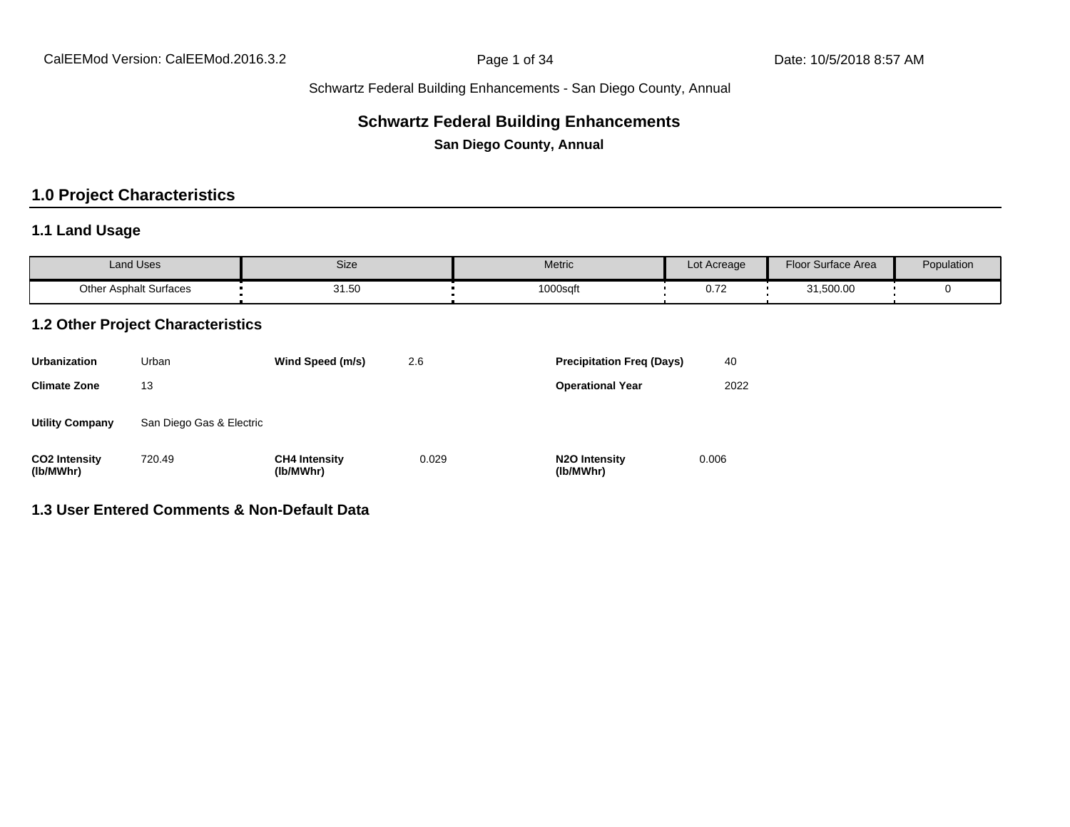Schwartz Federal Building Enhancements - San Diego County, Annual

# Schwartz Federal Building Enhancements

**San Diego County, Annual**

## 1.0 Project Characteristics

### 1.1 Land Usage

| Land Uses | Size | Metric | Lot Acreage | Floor Surface Area | Population |
|---|---|---|---|---|---|
| Other Asphalt Surfaces | 31.50 | 1000sqft | 0.72 | 31,500.00 | 0 |

### 1.2 Other Project Characteristics

| | | | | | |
|---|---|---|---|---|---|
| **Urbanization** | Urban | **Wind Speed (m/s)** | 2.6 | **Precipitation Freq (Days)** | 40 |
| **Climate Zone** | 13 | | | **Operational Year** | 2022 |
| **Utility Company** | San Diego Gas & Electric | | | | |
| **$CO_2$ Intensity (lb/MWhr)** | 720.49 | **$CH_4$ Intensity (lb/MWhr)** | 0.029 | **$N_2O$ Intensity (lb/MWhr)** | 0.006 |

### 1.3 User Entered Comments & Non-Default Data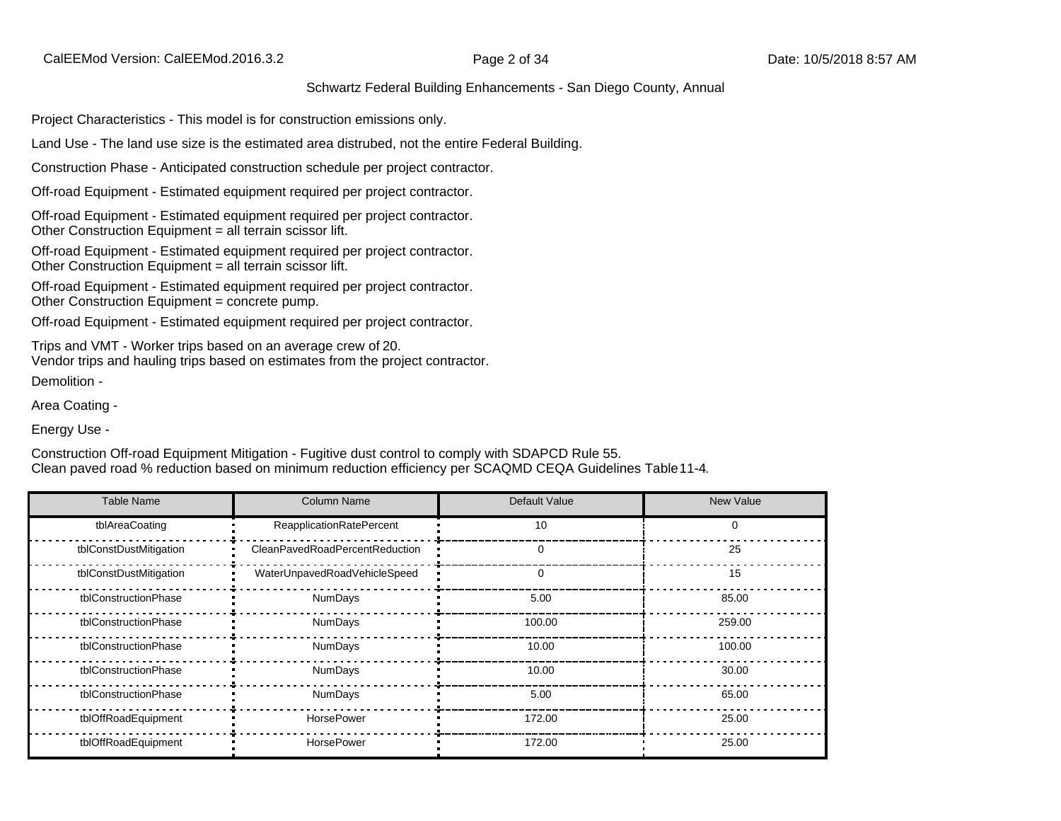Schwartz Federal Building Enhancements - San Diego County, Annual

Project Characteristics - This model is for construction emissions only.

Land Use - The land use size is the estimated area distrubed, not the entire Federal Building.

Construction Phase - Anticipated construction schedule per project contractor.

Off-road Equipment - Estimated equipment required per project contractor.

Off-road Equipment - Estimated equipment required per project contractor.
Other Construction Equipment = all terrain scissor lift.

Off-road Equipment - Estimated equipment required per project contractor.
Other Construction Equipment = all terrain scissor lift.

Off-road Equipment - Estimated equipment required per project contractor.
Other Construction Equipment = concrete pump.

Off-road Equipment - Estimated equipment required per project contractor.

Trips and VMT - Worker trips based on an average crew of 20.
Vendor trips and hauling trips based on estimates from the project contractor.

Demolition -

Area Coating -

Energy Use -

Construction Off-road Equipment Mitigation - Fugitive dust control to comply with SDAPCD Rule 55.
Clean paved road % reduction based on minimum reduction efficiency per SCAQMD CEQA Guidelines Table 11-4.

| Table Name | Column Name | Default Value | New Value |
|---|---|---|---|
| tblAreaCoating | ReapplicationRatePercent | 10 | 0 |
| tblConstDustMitigation | CleanPavedRoadPercentReduction | 0 | 25 |
| tblConstDustMitigation | WaterUnpavedRoadVehicleSpeed | 0 | 15 |
| tblConstructionPhase | NumDays | 5.00 | 85.00 |
| tblConstructionPhase | NumDays | 100.00 | 259.00 |
| tblConstructionPhase | NumDays | 10.00 | 100.00 |
| tblConstructionPhase | NumDays | 10.00 | 30.00 |
| tblConstructionPhase | NumDays | 5.00 | 65.00 |
| tblOffRoadEquipment | HorsePower | 172.00 | 25.00 |
| tblOffRoadEquipment | HorsePower | 172.00 | 25.00 |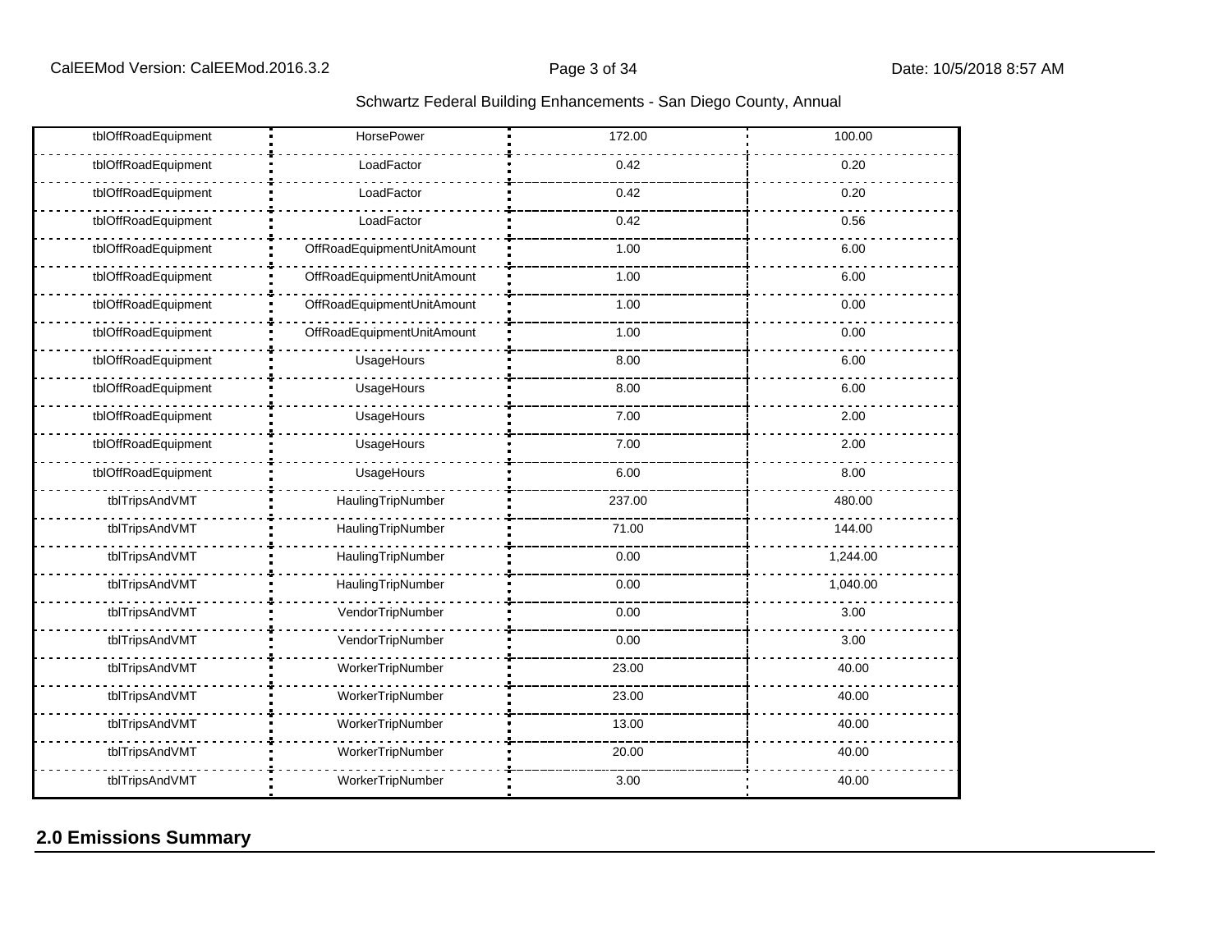| | | | |
|---|---|---|---|
| tblOffRoadEquipment | HorsePower | 172.00 | 100.00 |
| tblOffRoadEquipment | LoadFactor | 0.42 | 0.20 |
| tblOffRoadEquipment | LoadFactor | 0.42 | 0.20 |
| tblOffRoadEquipment | LoadFactor | 0.42 | 0.56 |
| tblOffRoadEquipment | OffRoadEquipmentUnitAmount | 1.00 | 6.00 |
| tblOffRoadEquipment | OffRoadEquipmentUnitAmount | 1.00 | 6.00 |
| tblOffRoadEquipment | OffRoadEquipmentUnitAmount | 1.00 | 0.00 |
| tblOffRoadEquipment | OffRoadEquipmentUnitAmount | 1.00 | 0.00 |
| tblOffRoadEquipment | UsageHours | 8.00 | 6.00 |
| tblOffRoadEquipment | UsageHours | 8.00 | 6.00 |
| tblOffRoadEquipment | UsageHours | 7.00 | 2.00 |
| tblOffRoadEquipment | UsageHours | 7.00 | 2.00 |
| tblOffRoadEquipment | UsageHours | 6.00 | 8.00 |
| tblTripsAndVMT | HaulingTripNumber | 237.00 | 480.00 |
| tblTripsAndVMT | HaulingTripNumber | 71.00 | 144.00 |
| tblTripsAndVMT | HaulingTripNumber | 0.00 | 1,244.00 |
| tblTripsAndVMT | HaulingTripNumber | 0.00 | 1,040.00 |
| tblTripsAndVMT | VendorTripNumber | 0.00 | 3.00 |
| tblTripsAndVMT | VendorTripNumber | 0.00 | 3.00 |
| tblTripsAndVMT | WorkerTripNumber | 23.00 | 40.00 |
| tblTripsAndVMT | WorkerTripNumber | 23.00 | 40.00 |
| tblTripsAndVMT | WorkerTripNumber | 13.00 | 40.00 |
| tblTripsAndVMT | WorkerTripNumber | 20.00 | 40.00 |
| tblTripsAndVMT | WorkerTripNumber | 3.00 | 40.00 |

## 2.0 Emissions Summary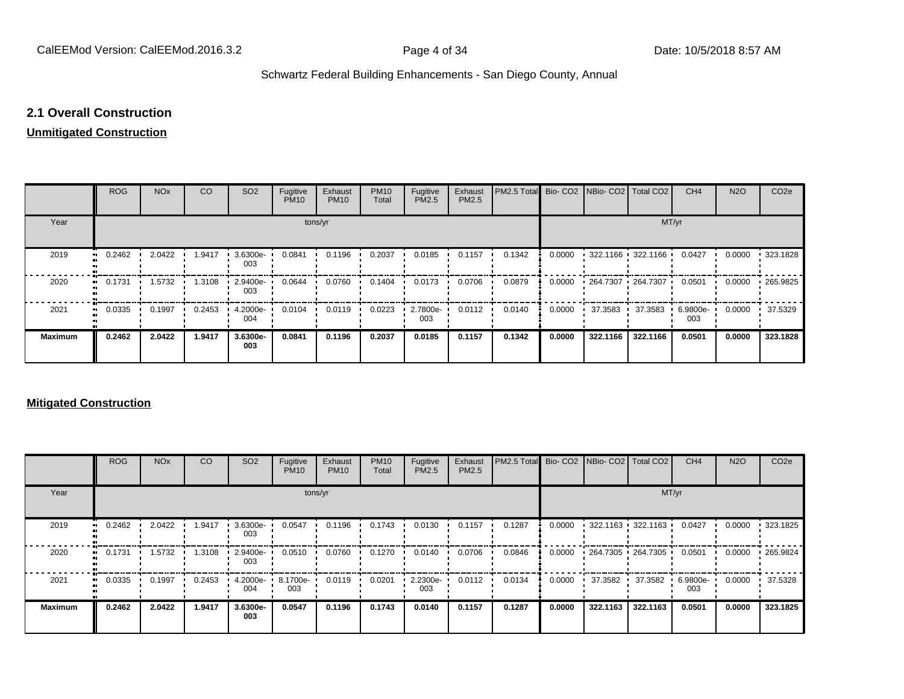## 2.1 Overall Construction

**Unmitigated Construction**

| | ROG | NOx | CO | SO2 | Fugitive PM10 | Exhaust PM10 | PM10 Total | Fugitive PM2.5 | Exhaust PM2.5 | PM2.5 Total | Bio- CO2 | NBio- CO2 | Total CO2 | CH4 | N2O | CO2e |
|---|---|---|---|---|---|---|---|---|---|---|---|---|---|---|---|---|
| Year | tons/yr | | | | | | | | | | MT/yr | | | | | |
| 2019 | 0.2462 | 2.0422 | 1.9417 | 3.6300e-003 | 0.0841 | 0.1196 | 0.2037 | 0.0185 | 0.1157 | 0.1342 | 0.0000 | 322.1166 | 322.1166 | 0.0427 | 0.0000 | 323.1828 |
| 2020 | 0.1731 | 1.5732 | 1.3108 | 2.9400e-003 | 0.0644 | 0.0760 | 0.1404 | 0.0173 | 0.0706 | 0.0879 | 0.0000 | 264.7307 | 264.7307 | 0.0501 | 0.0000 | 265.9825 |
| 2021 | 0.0335 | 0.1997 | 0.2453 | 4.2000e-004 | 0.0104 | 0.0119 | 0.0223 | 2.7800e-003 | 0.0112 | 0.0140 | 0.0000 | 37.3583 | 37.3583 | 6.9800e-003 | 0.0000 | 37.5329 |
| **Maximum** | **0.2462** | **2.0422** | **1.9417** | **3.6300e-003** | **0.0841** | **0.1196** | **0.2037** | **0.0185** | **0.1157** | **0.1342** | **0.0000** | **322.1166** | **322.1166** | **0.0501** | **0.0000** | **323.1828** |

**Mitigated Construction**

| | ROG | NOx | CO | SO2 | Fugitive PM10 | Exhaust PM10 | PM10 Total | Fugitive PM2.5 | Exhaust PM2.5 | PM2.5 Total | Bio- CO2 | NBio- CO2 | Total CO2 | CH4 | N2O | CO2e |
|---|---|---|---|---|---|---|---|---|---|---|---|---|---|---|---|---|
| Year | tons/yr | | | | | | | | | | MT/yr | | | | | |
| 2019 | 0.2462 | 2.0422 | 1.9417 | 3.6300e-003 | 0.0547 | 0.1196 | 0.1743 | 0.0130 | 0.1157 | 0.1287 | 0.0000 | 322.1163 | 322.1163 | 0.0427 | 0.0000 | 323.1825 |
| 2020 | 0.1731 | 1.5732 | 1.3108 | 2.9400e-003 | 0.0510 | 0.0760 | 0.1270 | 0.0140 | 0.0706 | 0.0846 | 0.0000 | 264.7305 | 264.7305 | 0.0501 | 0.0000 | 265.9824 |
| 2021 | 0.0335 | 0.1997 | 0.2453 | 4.2000e-004 | 8.1700e-003 | 0.0119 | 0.0201 | 2.2300e-003 | 0.0112 | 0.0134 | 0.0000 | 37.3582 | 37.3582 | 6.9800e-003 | 0.0000 | 37.5328 |
| **Maximum** | **0.2462** | **2.0422** | **1.9417** | **3.6300e-003** | **0.0547** | **0.1196** | **0.1743** | **0.0140** | **0.1157** | **0.1287** | **0.0000** | **322.1163** | **322.1163** | **0.0501** | **0.0000** | **323.1825** |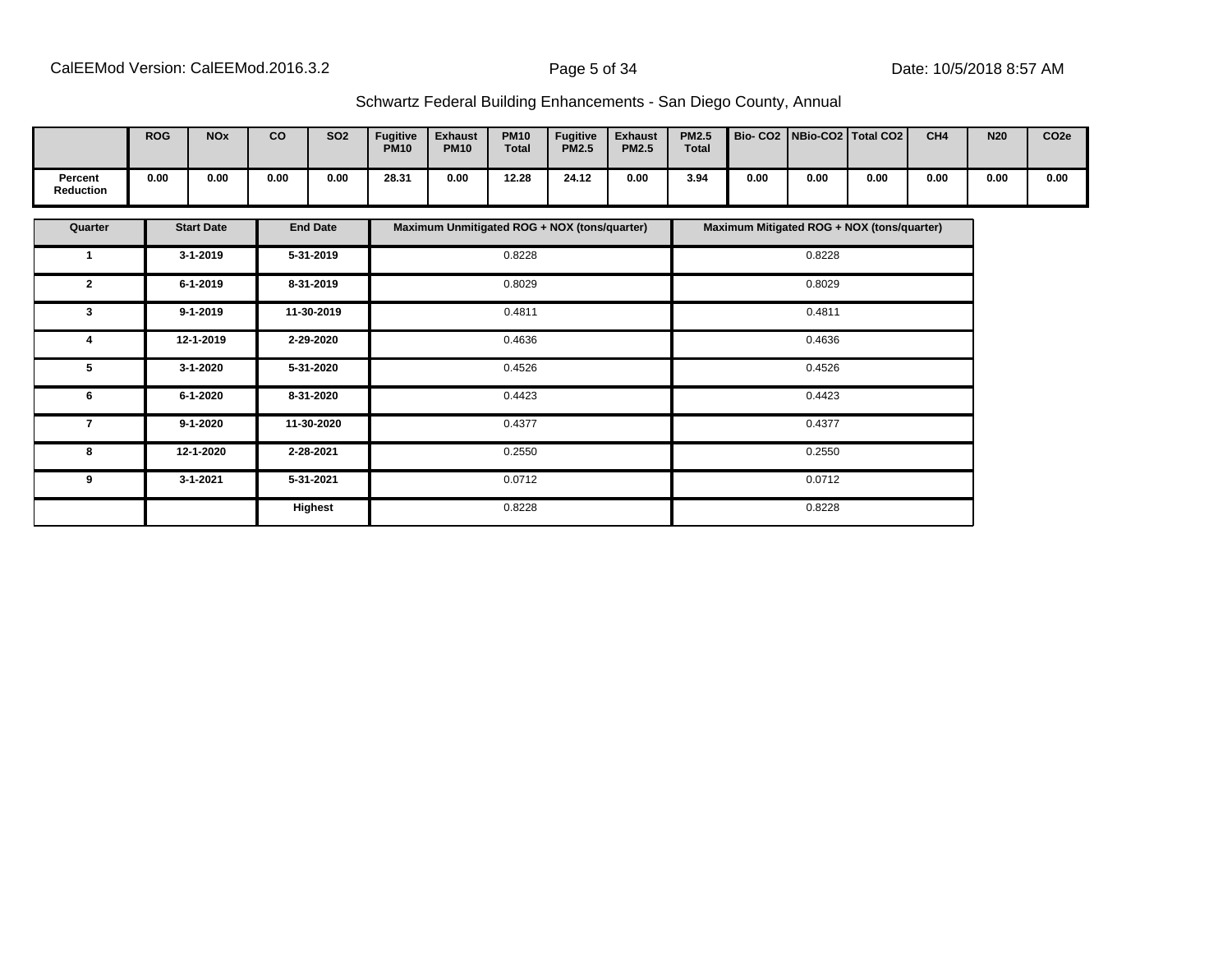| | ROG | NOx | CO | SO2 | Fugitive PM10 | Exhaust PM10 | PM10 Total | Fugitive PM2.5 | Exhaust PM2.5 | PM2.5 Total | Bio- CO2 | NBio-CO2 | Total CO2 | CH4 | N20 | CO2e |
|---|---|---|---|---|---|---|---|---|---|---|---|---|---|---|---|---|
| **Percent Reduction** | 0.00 | 0.00 | 0.00 | 0.00 | 28.31 | 0.00 | 12.28 | 24.12 | 0.00 | 3.94 | 0.00 | 0.00 | 0.00 | 0.00 | 0.00 | 0.00 |

| Quarter | Start Date | End Date | Maximum Unmitigated ROG + NOX (tons/quarter) | Maximum Mitigated ROG + NOX (tons/quarter) |
|---|---|---|---|---|
| 1 | 3-1-2019 | 5-31-2019 | 0.8228 | 0.8228 |
| 2 | 6-1-2019 | 8-31-2019 | 0.8029 | 0.8029 |
| 3 | 9-1-2019 | 11-30-2019 | 0.4811 | 0.4811 |
| 4 | 12-1-2019 | 2-29-2020 | 0.4636 | 0.4636 |
| 5 | 3-1-2020 | 5-31-2020 | 0.4526 | 0.4526 |
| 6 | 6-1-2020 | 8-31-2020 | 0.4423 | 0.4423 |
| 7 | 9-1-2020 | 11-30-2020 | 0.4377 | 0.4377 |
| 8 | 12-1-2020 | 2-28-2021 | 0.2550 | 0.2550 |
| 9 | 3-1-2021 | 5-31-2021 | 0.0712 | 0.0712 |
| | | **Highest** | 0.8228 | 0.8228 |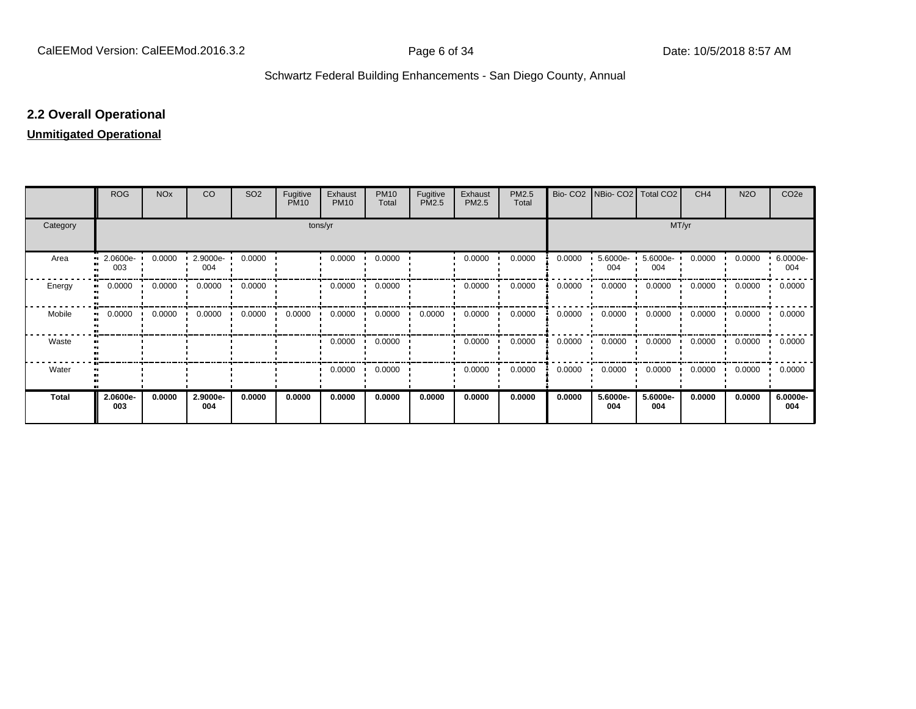## 2.2 Overall Operational

**Unmitigated Operational**

| | ROG | NOx | CO | SO2 | Fugitive PM10 | Exhaust PM10 | PM10 Total | Fugitive PM2.5 | Exhaust PM2.5 | PM2.5 Total | Bio- CO2 | NBio- CO2 | Total CO2 | CH4 | N2O | CO2e |
|---|---|---|---|---|---|---|---|---|---|---|---|---|---|---|---|---|
| Category | tons/yr | | | | | | | | | | MT/yr | | | | | |
| Area | 2.0600e-003 | 0.0000 | 2.9000e-004 | 0.0000 | | 0.0000 | 0.0000 | | 0.0000 | 0.0000 | 0.0000 | 5.6000e-004 | 5.6000e-004 | 0.0000 | 0.0000 | 6.0000e-004 |
| Energy | 0.0000 | 0.0000 | 0.0000 | 0.0000 | | 0.0000 | 0.0000 | | 0.0000 | 0.0000 | 0.0000 | 0.0000 | 0.0000 | 0.0000 | 0.0000 | 0.0000 |
| Mobile | 0.0000 | 0.0000 | 0.0000 | 0.0000 | 0.0000 | 0.0000 | 0.0000 | 0.0000 | 0.0000 | 0.0000 | 0.0000 | 0.0000 | 0.0000 | 0.0000 | 0.0000 | 0.0000 |
| Waste | | | | | | 0.0000 | 0.0000 | | 0.0000 | 0.0000 | 0.0000 | 0.0000 | 0.0000 | 0.0000 | 0.0000 | 0.0000 |
| Water | | | | | | 0.0000 | 0.0000 | | 0.0000 | 0.0000 | 0.0000 | 0.0000 | 0.0000 | 0.0000 | 0.0000 | 0.0000 |
| **Total** | **2.0600e-003** | **0.0000** | **2.9000e-004** | **0.0000** | **0.0000** | **0.0000** | **0.0000** | **0.0000** | **0.0000** | **0.0000** | **0.0000** | **5.6000e-004** | **5.6000e-004** | **0.0000** | **0.0000** | **6.0000e-004** |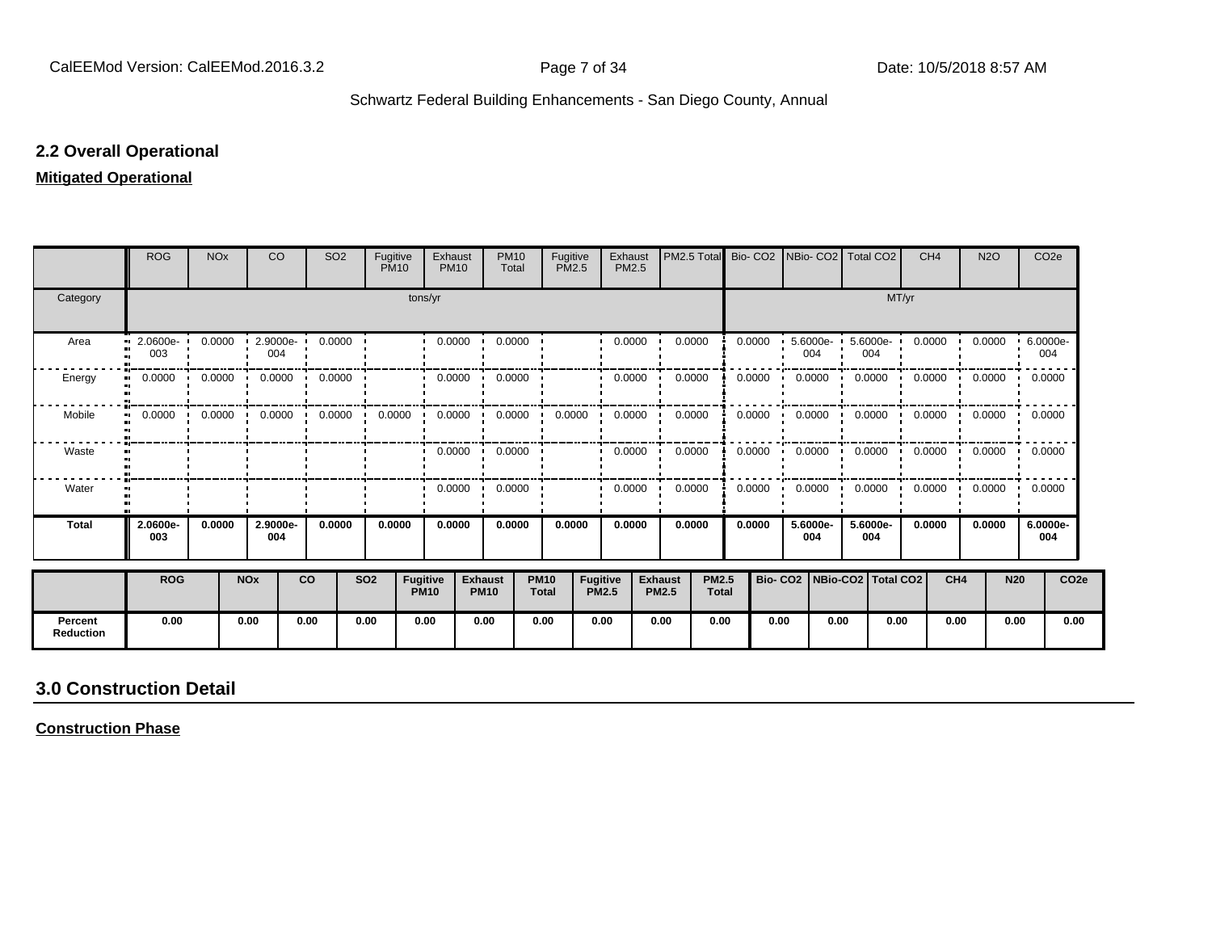## 2.2 Overall Operational

**Mitigated Operational**

| | ROG | NOx | CO | SO2 | Fugitive PM10 | Exhaust PM10 | PM10 Total | Fugitive PM2.5 | Exhaust PM2.5 | PM2.5 Total | Bio- CO2 | NBio- CO2 | Total CO2 | CH4 | N2O | CO2e |
|---|---|---|---|---|---|---|---|---|---|---|---|---|---|---|---|---|
| Category | tons/yr | | | | | | | | | | MT/yr | | | | | |
| Area | 2.0600e-003 | 0.0000 | 2.9000e-004 | 0.0000 | | 0.0000 | 0.0000 | | 0.0000 | 0.0000 | 0.0000 | 5.6000e-004 | 5.6000e-004 | 0.0000 | 0.0000 | 6.0000e-004 |
| Energy | 0.0000 | 0.0000 | 0.0000 | 0.0000 | | 0.0000 | 0.0000 | | 0.0000 | 0.0000 | 0.0000 | 0.0000 | 0.0000 | 0.0000 | 0.0000 | 0.0000 |
| Mobile | 0.0000 | 0.0000 | 0.0000 | 0.0000 | 0.0000 | 0.0000 | 0.0000 | 0.0000 | 0.0000 | 0.0000 | 0.0000 | 0.0000 | 0.0000 | 0.0000 | 0.0000 | 0.0000 |
| Waste | | | | | | 0.0000 | 0.0000 | | 0.0000 | 0.0000 | 0.0000 | 0.0000 | 0.0000 | 0.0000 | 0.0000 | 0.0000 |
| Water | | | | | | 0.0000 | 0.0000 | | 0.0000 | 0.0000 | 0.0000 | 0.0000 | 0.0000 | 0.0000 | 0.0000 | 0.0000 |
| **Total** | **2.0600e-003** | **0.0000** | **2.9000e-004** | **0.0000** | **0.0000** | **0.0000** | **0.0000** | **0.0000** | **0.0000** | **0.0000** | **0.0000** | **5.6000e-004** | **5.6000e-004** | **0.0000** | **0.0000** | **6.0000e-004** |

| | ROG | NOx | CO | SO2 | Fugitive PM10 | Exhaust PM10 | PM10 Total | Fugitive PM2.5 | Exhaust PM2.5 | PM2.5 Total | Bio- CO2 | NBio-CO2 | Total CO2 | CH4 | N20 | CO2e |
|---|---|---|---|---|---|---|---|---|---|---|---|---|---|---|---|---|
| **Percent Reduction** | 0.00 | 0.00 | 0.00 | 0.00 | 0.00 | 0.00 | 0.00 | 0.00 | 0.00 | 0.00 | 0.00 | 0.00 | 0.00 | 0.00 | 0.00 | 0.00 |

## 3.0 Construction Detail

**Construction Phase**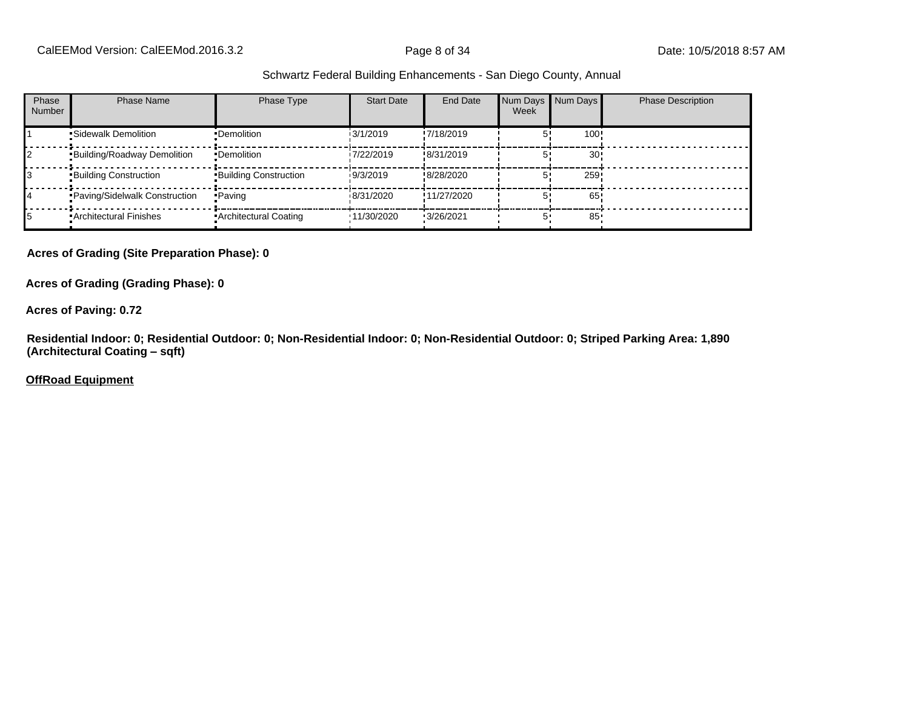Schwartz Federal Building Enhancements - San Diego County, Annual

| Phase Number | Phase Name | Phase Type | Start Date | End Date | Num Days Week | Num Days | Phase Description |
|---|---|---|---|---|---|---|---|
| 1 | Sidewalk Demolition | Demolition | 3/1/2019 | 7/18/2019 | 5 | 100 | |
| 2 | Building/Roadway Demolition | Demolition | 7/22/2019 | 8/31/2019 | 5 | 30 | |
| 3 | Building Construction | Building Construction | 9/3/2019 | 8/28/2020 | 5 | 259 | |
| 4 | Paving/Sidelwalk Construction | Paving | 8/31/2020 | 11/27/2020 | 5 | 65 | |
| 5 | Architectural Finishes | Architectural Coating | 11/30/2020 | 3/26/2021 | 5 | 85 | |

**Acres of Grading (Site Preparation Phase): 0**

**Acres of Grading (Grading Phase): 0**

**Acres of Paving: 0.72**

**Residential Indoor: 0; Residential Outdoor: 0; Non-Residential Indoor: 0; Non-Residential Outdoor: 0; Striped Parking Area: 1,890 (Architectural Coating – sqft)**

**OffRoad Equipment**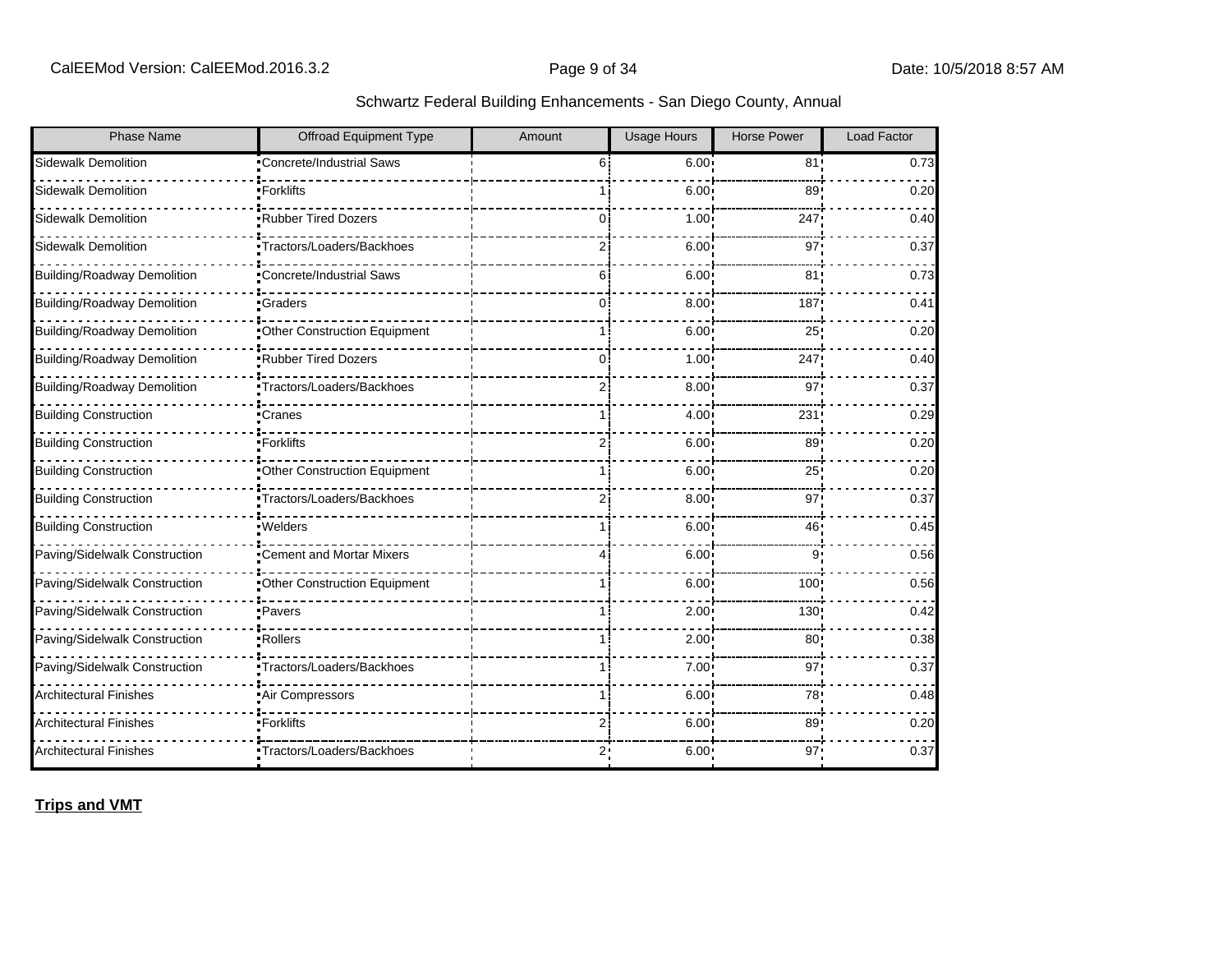Schwartz Federal Building Enhancements - San Diego County, Annual

| Phase Name | Offroad Equipment Type | Amount | Usage Hours | Horse Power | Load Factor |
|---|---|---|---|---|---|
| Sidewalk Demolition | Concrete/Industrial Saws | 6 | 6.00 | 81 | 0.73 |
| Sidewalk Demolition | Forklifts | 1 | 6.00 | 89 | 0.20 |
| Sidewalk Demolition | Rubber Tired Dozers | 0 | 1.00 | 247 | 0.40 |
| Sidewalk Demolition | Tractors/Loaders/Backhoes | 2 | 6.00 | 97 | 0.37 |
| Building/Roadway Demolition | Concrete/Industrial Saws | 6 | 6.00 | 81 | 0.73 |
| Building/Roadway Demolition | Graders | 0 | 8.00 | 187 | 0.41 |
| Building/Roadway Demolition | Other Construction Equipment | 1 | 6.00 | 25 | 0.20 |
| Building/Roadway Demolition | Rubber Tired Dozers | 0 | 1.00 | 247 | 0.40 |
| Building/Roadway Demolition | Tractors/Loaders/Backhoes | 2 | 8.00 | 97 | 0.37 |
| Building Construction | Cranes | 1 | 4.00 | 231 | 0.29 |
| Building Construction | Forklifts | 2 | 6.00 | 89 | 0.20 |
| Building Construction | Other Construction Equipment | 1 | 6.00 | 25 | 0.20 |
| Building Construction | Tractors/Loaders/Backhoes | 2 | 8.00 | 97 | 0.37 |
| Building Construction | Welders | 1 | 6.00 | 46 | 0.45 |
| Paving/Sidelwalk Construction | Cement and Mortar Mixers | 4 | 6.00 | 9 | 0.56 |
| Paving/Sidelwalk Construction | Other Construction Equipment | 1 | 6.00 | 100 | 0.56 |
| Paving/Sidelwalk Construction | Pavers | 1 | 2.00 | 130 | 0.42 |
| Paving/Sidelwalk Construction | Rollers | 1 | 2.00 | 80 | 0.38 |
| Paving/Sidelwalk Construction | Tractors/Loaders/Backhoes | 1 | 7.00 | 97 | 0.37 |
| Architectural Finishes | Air Compressors | 1 | 6.00 | 78 | 0.48 |
| Architectural Finishes | Forklifts | 2 | 6.00 | 89 | 0.20 |
| Architectural Finishes | Tractors/Loaders/Backhoes | 2 | 6.00 | 97 | 0.37 |

**Trips and VMT**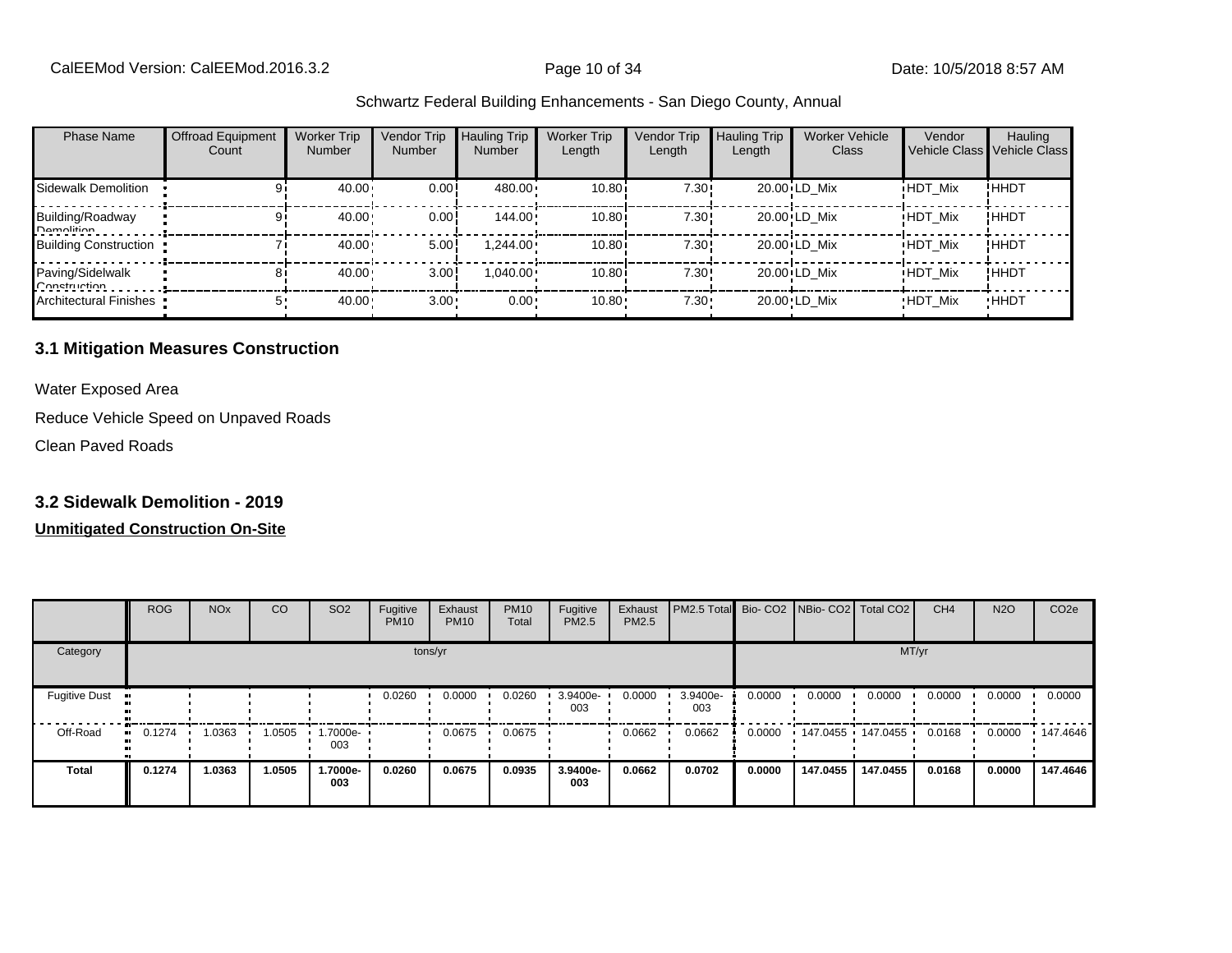| Phase Name | Offroad Equipment Count | Worker Trip Number | Vendor Trip Number | Hauling Trip Number | Worker Trip Length | Vendor Trip Length | Hauling Trip Length | Worker Vehicle Class | Vendor Vehicle Class | Hauling Vehicle Class |
|---|---|---|---|---|---|---|---|---|---|---|
| Sidewalk Demolition | 9 | 40.00 | 0.00 | 480.00 | 10.80 | 7.30 | 20.00 | LD_Mix | HDT_Mix | HHDT |
| Building/Roadway Demolition | 9 | 40.00 | 0.00 | 144.00 | 10.80 | 7.30 | 20.00 | LD_Mix | HDT_Mix | HHDT |
| Building Construction | 7 | 40.00 | 5.00 | 1,244.00 | 10.80 | 7.30 | 20.00 | LD_Mix | HDT_Mix | HHDT |
| Paving/Sidelwalk Construction | 8 | 40.00 | 3.00 | 1,040.00 | 10.80 | 7.30 | 20.00 | LD_Mix | HDT_Mix | HHDT |
| Architectural Finishes | 5 | 40.00 | 3.00 | 0.00 | 10.80 | 7.30 | 20.00 | LD_Mix | HDT_Mix | HHDT |

## 3.1 Mitigation Measures Construction

Water Exposed Area

Reduce Vehicle Speed on Unpaved Roads

Clean Paved Roads

## 3.2 Sidewalk Demolition - 2019

**Unmitigated Construction On-Site**

| | ROG | NOx | CO | SO2 | Fugitive PM10 | Exhaust PM10 | PM10 Total | Fugitive PM2.5 | Exhaust PM2.5 | PM2.5 Total | Bio- CO2 | NBio- CO2 | Total CO2 | CH4 | N2O | CO2e |
|---|---|---|---|---|---|---|---|---|---|---|---|---|---|---|---|---|
| Category | tons/yr | | | | | | | | | | MT/yr | | | | | |
| Fugitive Dust | | | | | 0.0260 | 0.0000 | 0.0260 | 3.9400e-003 | 0.0000 | 3.9400e-003 | 0.0000 | 0.0000 | 0.0000 | 0.0000 | 0.0000 | 0.0000 |
| Off-Road | 0.1274 | 1.0363 | 1.0505 | 1.7000e-003 | | 0.0675 | 0.0675 | | 0.0662 | 0.0662 | 0.0000 | 147.0455 | 147.0455 | 0.0168 | 0.0000 | 147.4646 |
| **Total** | **0.1274** | **1.0363** | **1.0505** | **1.7000e-003** | **0.0260** | **0.0675** | **0.0935** | **3.9400e-003** | **0.0662** | **0.0702** | **0.0000** | **147.0455** | **147.0455** | **0.0168** | **0.0000** | **147.4646** |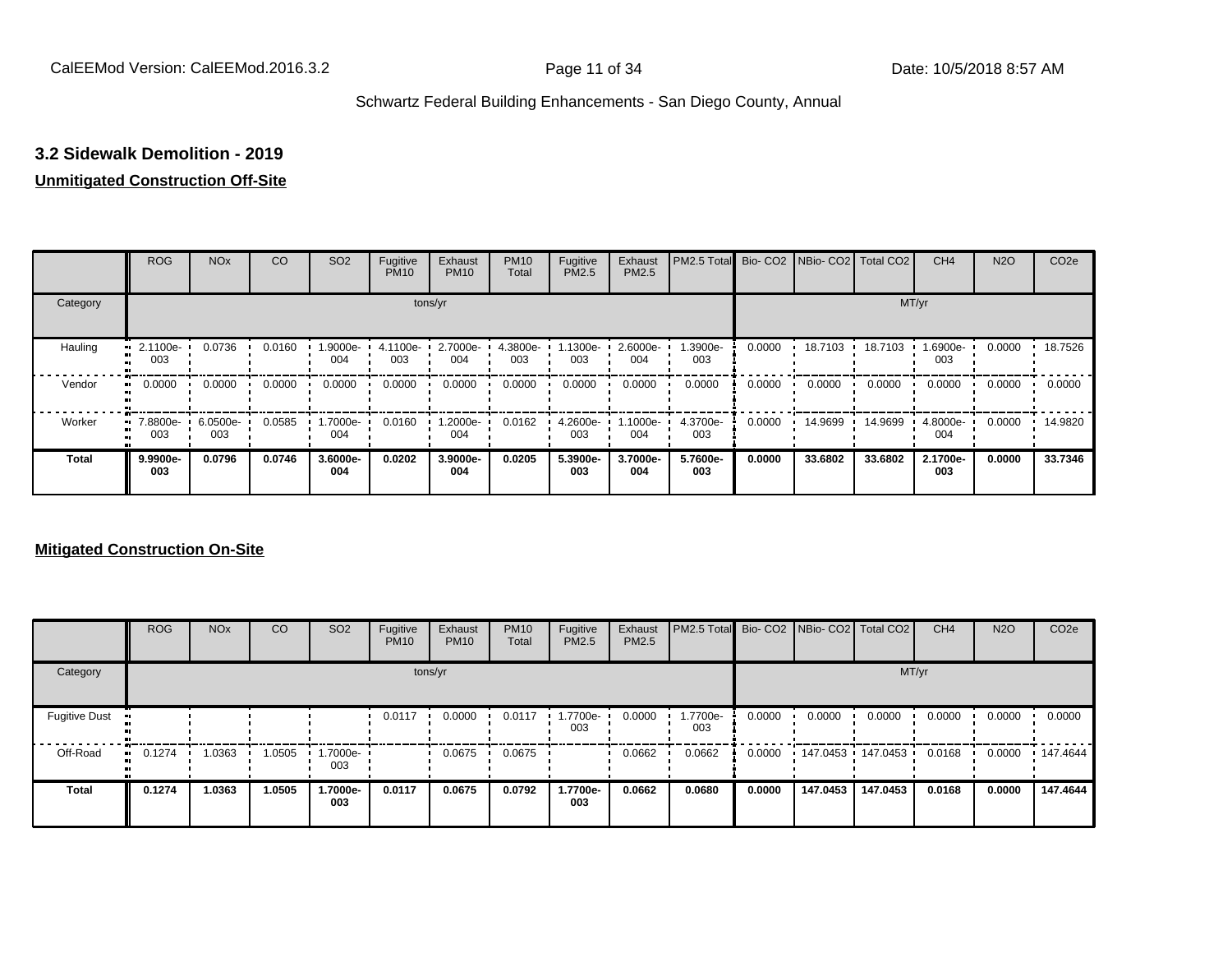## 3.2 Sidewalk Demolition - 2019

**Unmitigated Construction Off-Site**

| | ROG | NOx | CO | SO2 | Fugitive PM10 | Exhaust PM10 | PM10 Total | Fugitive PM2.5 | Exhaust PM2.5 | PM2.5 Total | Bio- CO2 | NBio- CO2 | Total CO2 | CH4 | N2O | CO2e |
|---|---|---|---|---|---|---|---|---|---|---|---|---|---|---|---|---|
| Category | tons/yr | | | | | | | | | | MT/yr | | | | | |
| Hauling | 2.1100e-003 | 0.0736 | 0.0160 | 1.9000e-004 | 4.1100e-003 | 2.7000e-004 | 4.3800e-003 | 1.1300e-003 | 2.6000e-004 | 1.3900e-003 | 0.0000 | 18.7103 | 18.7103 | 1.6900e-003 | 0.0000 | 18.7526 |
| Vendor | 0.0000 | 0.0000 | 0.0000 | 0.0000 | 0.0000 | 0.0000 | 0.0000 | 0.0000 | 0.0000 | 0.0000 | 0.0000 | 0.0000 | 0.0000 | 0.0000 | 0.0000 | 0.0000 |
| Worker | 7.8800e-003 | 6.0500e-003 | 0.0585 | 1.7000e-004 | 0.0160 | 1.2000e-004 | 0.0162 | 4.2600e-003 | 1.1000e-004 | 4.3700e-003 | 0.0000 | 14.9699 | 14.9699 | 4.8000e-004 | 0.0000 | 14.9820 |
| **Total** | **9.9900e-003** | **0.0796** | **0.0746** | **3.6000e-004** | **0.0202** | **3.9000e-004** | **0.0205** | **5.3900e-003** | **3.7000e-004** | **5.7600e-003** | **0.0000** | **33.6802** | **33.6802** | **2.1700e-003** | **0.0000** | **33.7346** |

**Mitigated Construction On-Site**

| | ROG | NOx | CO | SO2 | Fugitive PM10 | Exhaust PM10 | PM10 Total | Fugitive PM2.5 | Exhaust PM2.5 | PM2.5 Total | Bio- CO2 | NBio- CO2 | Total CO2 | CH4 | N2O | CO2e |
|---|---|---|---|---|---|---|---|---|---|---|---|---|---|---|---|---|
| Category | tons/yr | | | | | | | | | | MT/yr | | | | | |
| Fugitive Dust | | | | | 0.0117 | 0.0000 | 0.0117 | 1.7700e-003 | 0.0000 | 1.7700e-003 | 0.0000 | 0.0000 | 0.0000 | 0.0000 | 0.0000 | 0.0000 |
| Off-Road | 0.1274 | 1.0363 | 1.0505 | 1.7000e-003 | | 0.0675 | 0.0675 | | 0.0662 | 0.0662 | 0.0000 | 147.0453 | 147.0453 | 0.0168 | 0.0000 | 147.4644 |
| **Total** | **0.1274** | **1.0363** | **1.0505** | **1.7000e-003** | **0.0117** | **0.0675** | **0.0792** | **1.7700e-003** | **0.0662** | **0.0680** | **0.0000** | **147.0453** | **147.0453** | **0.0168** | **0.0000** | **147.4644** |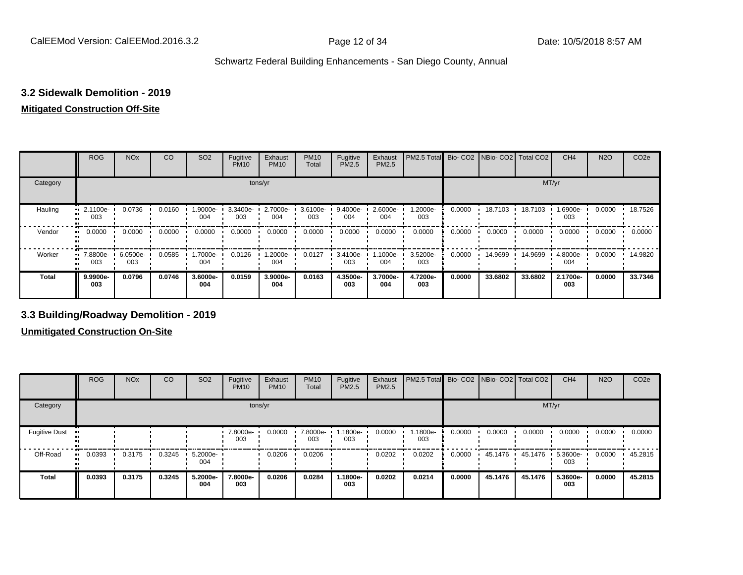## 3.2 Sidewalk Demolition - 2019

**Mitigated Construction Off-Site**

| | ROG | NOx | CO | SO2 | Fugitive PM10 | Exhaust PM10 | PM10 Total | Fugitive PM2.5 | Exhaust PM2.5 | PM2.5 Total | Bio- CO2 | NBio- CO2 | Total CO2 | CH4 | N2O | CO2e |
|---|---|---|---|---|---|---|---|---|---|---|---|---|---|---|---|---|
| Category | tons/yr | | | | | | | | | | MT/yr | | | | | |
| Hauling | 2.1100e-003 | 0.0736 | 0.0160 | 1.9000e-004 | 3.3400e-003 | 2.7000e-004 | 3.6100e-003 | 9.4000e-004 | 2.6000e-004 | 1.2000e-003 | 0.0000 | 18.7103 | 18.7103 | 1.6900e-003 | 0.0000 | 18.7526 |
| Vendor | 0.0000 | 0.0000 | 0.0000 | 0.0000 | 0.0000 | 0.0000 | 0.0000 | 0.0000 | 0.0000 | 0.0000 | 0.0000 | 0.0000 | 0.0000 | 0.0000 | 0.0000 | 0.0000 |
| Worker | 7.8800e-003 | 6.0500e-003 | 0.0585 | 1.7000e-004 | 0.0126 | 1.2000e-004 | 0.0127 | 3.4100e-003 | 1.1000e-004 | 3.5200e-003 | 0.0000 | 14.9699 | 14.9699 | 4.8000e-004 | 0.0000 | 14.9820 |
| **Total** | **9.9900e-003** | **0.0796** | **0.0746** | **3.6000e-004** | **0.0159** | **3.9000e-004** | **0.0163** | **4.3500e-003** | **3.7000e-004** | **4.7200e-003** | **0.0000** | **33.6802** | **33.6802** | **2.1700e-003** | **0.0000** | **33.7346** |

## 3.3 Building/Roadway Demolition - 2019

**Unmitigated Construction On-Site**

| | ROG | NOx | CO | SO2 | Fugitive PM10 | Exhaust PM10 | PM10 Total | Fugitive PM2.5 | Exhaust PM2.5 | PM2.5 Total | Bio- CO2 | NBio- CO2 | Total CO2 | CH4 | N2O | CO2e |
|---|---|---|---|---|---|---|---|---|---|---|---|---|---|---|---|---|
| Category | tons/yr | | | | | | | | | | MT/yr | | | | | |
| Fugitive Dust | | | | | 7.8000e-003 | 0.0000 | 7.8000e-003 | 1.1800e-003 | 0.0000 | 1.1800e-003 | 0.0000 | 0.0000 | 0.0000 | 0.0000 | 0.0000 | 0.0000 |
| Off-Road | 0.0393 | 0.3175 | 0.3245 | 5.2000e-004 | | 0.0206 | 0.0206 | | 0.0202 | 0.0202 | 0.0000 | 45.1476 | 45.1476 | 5.3600e-003 | 0.0000 | 45.2815 |
| **Total** | **0.0393** | **0.3175** | **0.3245** | **5.2000e-004** | **7.8000e-003** | **0.0206** | **0.0284** | **1.1800e-003** | **0.0202** | **0.0214** | **0.0000** | **45.1476** | **45.1476** | **5.3600e-003** | **0.0000** | **45.2815** |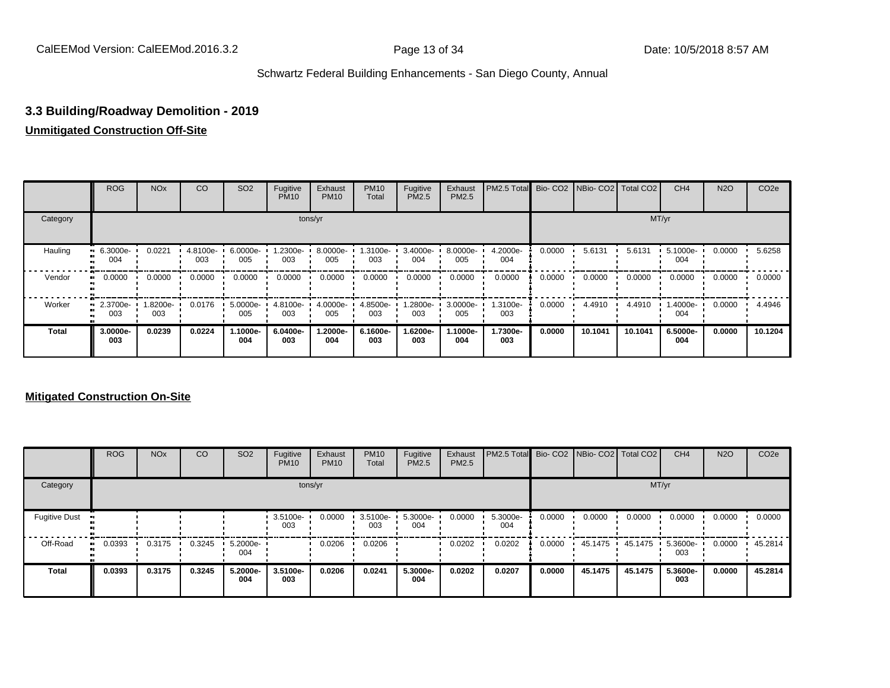## 3.3 Building/Roadway Demolition - 2019

**Unmitigated Construction Off-Site**

| | ROG | NOx | CO | SO2 | Fugitive PM10 | Exhaust PM10 | PM10 Total | Fugitive PM2.5 | Exhaust PM2.5 | PM2.5 Total | Bio- CO2 | NBio- CO2 | Total CO2 | CH4 | N2O | CO2e |
|---|---|---|---|---|---|---|---|---|---|---|---|---|---|---|---|---|
| Category | tons/yr | | | | | | | | | | MT/yr | | | | | |
| Hauling | 6.3000e-004 | 0.0221 | 4.8100e-003 | 6.0000e-005 | 1.2300e-003 | 8.0000e-005 | 1.3100e-003 | 3.4000e-004 | 8.0000e-005 | 4.2000e-004 | 0.0000 | 5.6131 | 5.6131 | 5.1000e-004 | 0.0000 | 5.6258 |
| Vendor | 0.0000 | 0.0000 | 0.0000 | 0.0000 | 0.0000 | 0.0000 | 0.0000 | 0.0000 | 0.0000 | 0.0000 | 0.0000 | 0.0000 | 0.0000 | 0.0000 | 0.0000 | 0.0000 |
| Worker | 2.3700e-003 | 1.8200e-003 | 0.0176 | 5.0000e-005 | 4.8100e-003 | 4.0000e-005 | 4.8500e-003 | 1.2800e-003 | 3.0000e-005 | 1.3100e-003 | 0.0000 | 4.4910 | 4.4910 | 1.4000e-004 | 0.0000 | 4.4946 |
| **Total** | **3.0000e-003** | **0.0239** | **0.0224** | **1.1000e-004** | **6.0400e-003** | **1.2000e-004** | **6.1600e-003** | **1.6200e-003** | **1.1000e-004** | **1.7300e-003** | **0.0000** | **10.1041** | **10.1041** | **6.5000e-004** | **0.0000** | **10.1204** |

**Mitigated Construction On-Site**

| | ROG | NOx | CO | SO2 | Fugitive PM10 | Exhaust PM10 | PM10 Total | Fugitive PM2.5 | Exhaust PM2.5 | PM2.5 Total | Bio- CO2 | NBio- CO2 | Total CO2 | CH4 | N2O | CO2e |
|---|---|---|---|---|---|---|---|---|---|---|---|---|---|---|---|---|
| Category | tons/yr | | | | | | | | | | MT/yr | | | | | |
| Fugitive Dust | | | | | 3.5100e-003 | 0.0000 | 3.5100e-003 | 5.3000e-004 | 0.0000 | 5.3000e-004 | 0.0000 | 0.0000 | 0.0000 | 0.0000 | 0.0000 | 0.0000 |
| Off-Road | 0.0393 | 0.3175 | 0.3245 | 5.2000e-004 | | 0.0206 | 0.0206 | | 0.0202 | 0.0202 | 0.0000 | 45.1475 | 45.1475 | 5.3600e-003 | 0.0000 | 45.2814 |
| **Total** | **0.0393** | **0.3175** | **0.3245** | **5.2000e-004** | **3.5100e-003** | **0.0206** | **0.0241** | **5.3000e-004** | **0.0202** | **0.0207** | **0.0000** | **45.1475** | **45.1475** | **5.3600e-003** | **0.0000** | **45.2814** |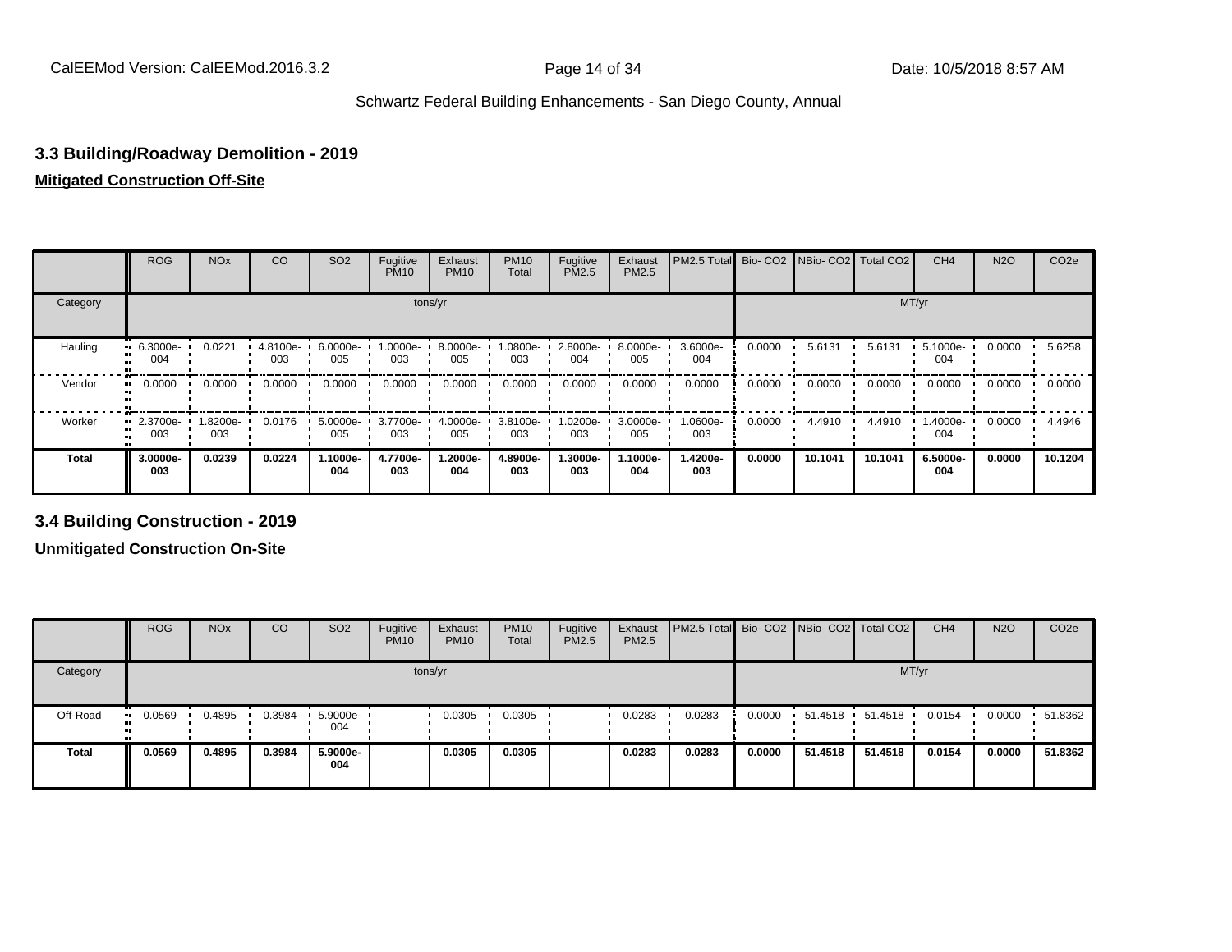### 3.3 Building/Roadway Demolition - 2019

**Mitigated Construction Off-Site**

| | ROG | NOx | CO | SO2 | Fugitive PM10 | Exhaust PM10 | PM10 Total | Fugitive PM2.5 | Exhaust PM2.5 | PM2.5 Total | Bio- CO2 | NBio- CO2 | Total CO2 | CH4 | N2O | CO2e |
|---|---|---|---|---|---|---|---|---|---|---|---|---|---|---|---|---|
| Category | tons/yr | | | | | | | | | | MT/yr | | | | | |
| Hauling | 6.3000e-004 | 0.0221 | 4.8100e-003 | 6.0000e-005 | 1.0000e-003 | 8.0000e-005 | 1.0800e-003 | 2.8000e-004 | 8.0000e-005 | 3.6000e-004 | 0.0000 | 5.6131 | 5.6131 | 5.1000e-004 | 0.0000 | 5.6258 |
| Vendor | 0.0000 | 0.0000 | 0.0000 | 0.0000 | 0.0000 | 0.0000 | 0.0000 | 0.0000 | 0.0000 | 0.0000 | 0.0000 | 0.0000 | 0.0000 | 0.0000 | 0.0000 | 0.0000 |
| Worker | 2.3700e-003 | 1.8200e-003 | 0.0176 | 5.0000e-005 | 3.7700e-003 | 4.0000e-005 | 3.8100e-003 | 1.0200e-003 | 3.0000e-005 | 1.0600e-003 | 0.0000 | 4.4910 | 4.4910 | 1.4000e-004 | 0.0000 | 4.4946 |
| **Total** | **3.0000e-003** | **0.0239** | **0.0224** | **1.1000e-004** | **4.7700e-003** | **1.2000e-004** | **4.8900e-003** | **1.3000e-003** | **1.1000e-004** | **1.4200e-003** | **0.0000** | **10.1041** | **10.1041** | **6.5000e-004** | **0.0000** | **10.1204** |

### 3.4 Building Construction - 2019

**Unmitigated Construction On-Site**

| | ROG | NOx | CO | SO2 | Fugitive PM10 | Exhaust PM10 | PM10 Total | Fugitive PM2.5 | Exhaust PM2.5 | PM2.5 Total | Bio- CO2 | NBio- CO2 | Total CO2 | CH4 | N2O | CO2e |
|---|---|---|---|---|---|---|---|---|---|---|---|---|---|---|---|---|
| Category | tons/yr | | | | | | | | | | MT/yr | | | | | |
| Off-Road | 0.0569 | 0.4895 | 0.3984 | 5.9000e-004 | | 0.0305 | 0.0305 | | 0.0283 | 0.0283 | 0.0000 | 51.4518 | 51.4518 | 0.0154 | 0.0000 | 51.8362 |
| **Total** | **0.0569** | **0.4895** | **0.3984** | **5.9000e-004** | | **0.0305** | **0.0305** | | **0.0283** | **0.0283** | **0.0000** | **51.4518** | **51.4518** | **0.0154** | **0.0000** | **51.8362** |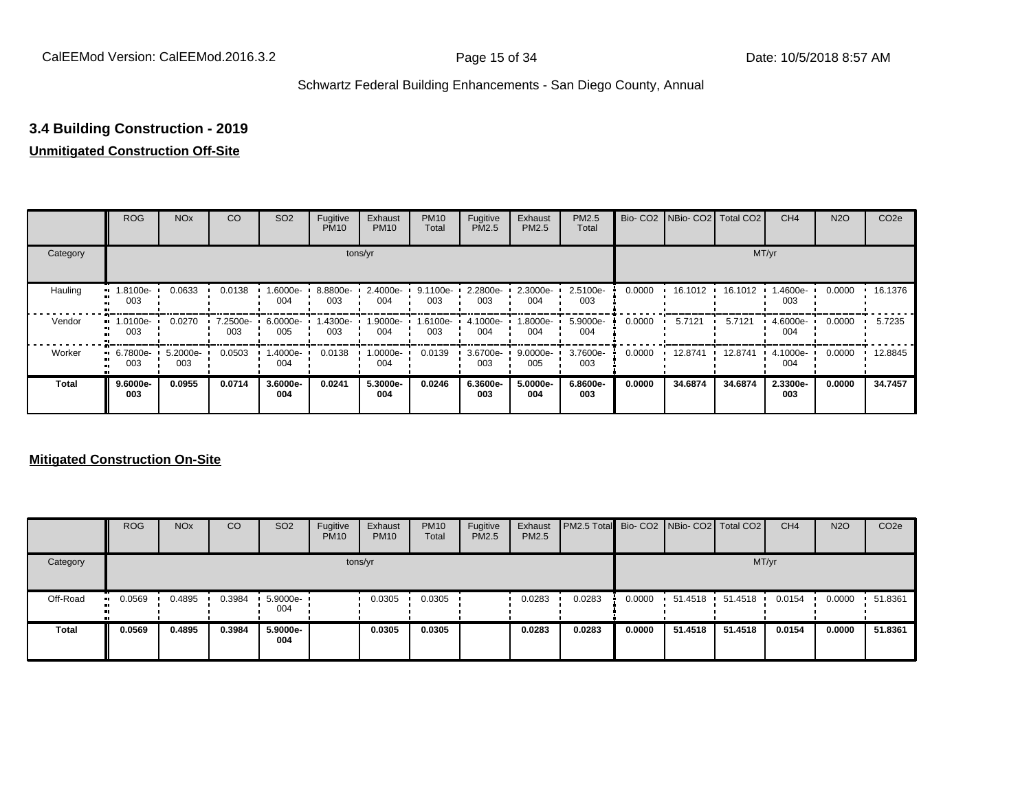## 3.4 Building Construction - 2019

**Unmitigated Construction Off-Site**

| | ROG | NOx | CO | SO2 | Fugitive PM10 | Exhaust PM10 | PM10 Total | Fugitive PM2.5 | Exhaust PM2.5 | PM2.5 Total | Bio- CO2 | NBio- CO2 | Total CO2 | CH4 | N2O | CO2e |
|---|---|---|---|---|---|---|---|---|---|---|---|---|---|---|---|---|
| Category | tons/yr | | | | | | | | | | MT/yr | | | | | |
| Hauling | 1.8100e-003 | 0.0633 | 0.0138 | 1.6000e-004 | 8.8800e-003 | 2.4000e-004 | 9.1100e-003 | 2.2800e-003 | 2.3000e-004 | 2.5100e-003 | 0.0000 | 16.1012 | 16.1012 | 1.4600e-003 | 0.0000 | 16.1376 |
| Vendor | 1.0100e-003 | 0.0270 | 7.2500e-003 | 6.0000e-005 | 1.4300e-003 | 1.9000e-004 | 1.6100e-003 | 4.1000e-004 | 1.8000e-004 | 5.9000e-004 | 0.0000 | 5.7121 | 5.7121 | 4.6000e-004 | 0.0000 | 5.7235 |
| Worker | 6.7800e-003 | 5.2000e-003 | 0.0503 | 1.4000e-004 | 0.0138 | 1.0000e-004 | 0.0139 | 3.6700e-003 | 9.0000e-005 | 3.7600e-003 | 0.0000 | 12.8741 | 12.8741 | 4.1000e-004 | 0.0000 | 12.8845 |
| **Total** | **9.6000e-003** | **0.0955** | **0.0714** | **3.6000e-004** | **0.0241** | **5.3000e-004** | **0.0246** | **6.3600e-003** | **5.0000e-004** | **6.8600e-003** | **0.0000** | **34.6874** | **34.6874** | **2.3300e-003** | **0.0000** | **34.7457** |

**Mitigated Construction On-Site**

| | ROG | NOx | CO | SO2 | Fugitive PM10 | Exhaust PM10 | PM10 Total | Fugitive PM2.5 | Exhaust PM2.5 | PM2.5 Total | Bio- CO2 | NBio- CO2 | Total CO2 | CH4 | N2O | CO2e |
|---|---|---|---|---|---|---|---|---|---|---|---|---|---|---|---|---|
| Category | tons/yr | | | | | | | | | | MT/yr | | | | | |
| Off-Road | 0.0569 | 0.4895 | 0.3984 | 5.9000e-004 | | 0.0305 | 0.0305 | | 0.0283 | 0.0283 | 0.0000 | 51.4518 | 51.4518 | 0.0154 | 0.0000 | 51.8361 |
| **Total** | **0.0569** | **0.4895** | **0.3984** | **5.9000e-004** | | **0.0305** | **0.0305** | | **0.0283** | **0.0283** | **0.0000** | **51.4518** | **51.4518** | **0.0154** | **0.0000** | **51.8361** |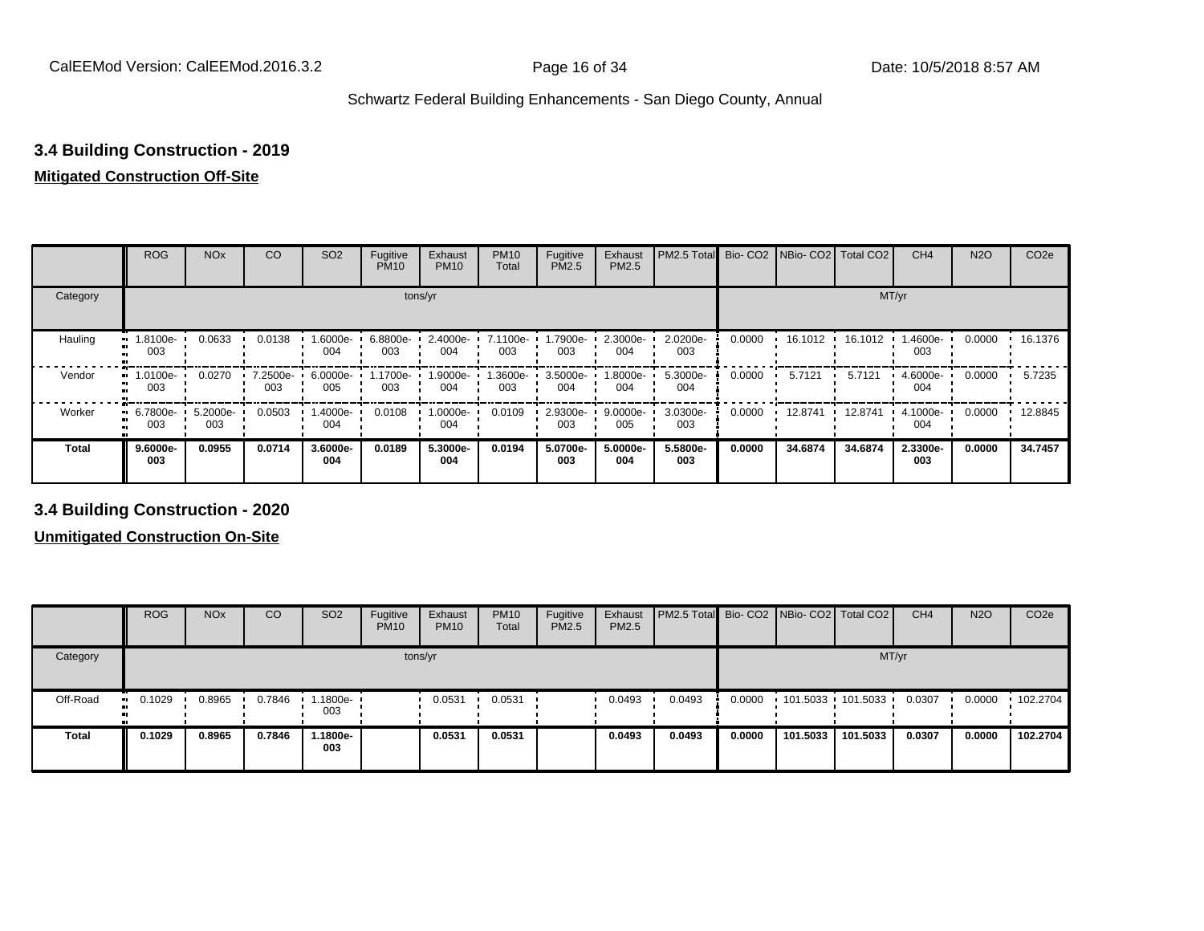## 3.4 Building Construction - 2019

**Mitigated Construction Off-Site**

| | ROG | NOx | CO | SO2 | Fugitive PM10 | Exhaust PM10 | PM10 Total | Fugitive PM2.5 | Exhaust PM2.5 | PM2.5 Total | Bio- CO2 | NBio- CO2 | Total CO2 | CH4 | N2O | CO2e |
|---|---|---|---|---|---|---|---|---|---|---|---|---|---|---|---|---|
| Category | tons/yr | | | | | | | | | | MT/yr | | | | | |
| Hauling | 1.8100e-003 | 0.0633 | 0.0138 | 1.6000e-004 | 6.8800e-003 | 2.4000e-004 | 7.1100e-003 | 1.7900e-003 | 2.3000e-004 | 2.0200e-003 | 0.0000 | 16.1012 | 16.1012 | 1.4600e-003 | 0.0000 | 16.1376 |
| Vendor | 1.0100e-003 | 0.0270 | 7.2500e-003 | 6.0000e-005 | 1.1700e-003 | 1.9000e-004 | 1.3600e-003 | 3.5000e-004 | 1.8000e-004 | 5.3000e-004 | 0.0000 | 5.7121 | 5.7121 | 4.6000e-004 | 0.0000 | 5.7235 |
| Worker | 6.7800e-003 | 5.2000e-003 | 0.0503 | 1.4000e-004 | 0.0108 | 1.0000e-004 | 0.0109 | 2.9300e-003 | 9.0000e-005 | 3.0300e-003 | 0.0000 | 12.8741 | 12.8741 | 4.1000e-004 | 0.0000 | 12.8845 |
| **Total** | **9.6000e-003** | **0.0955** | **0.0714** | **3.6000e-004** | **0.0189** | **5.3000e-004** | **0.0194** | **5.0700e-003** | **5.0000e-004** | **5.5800e-003** | **0.0000** | **34.6874** | **34.6874** | **2.3300e-003** | **0.0000** | **34.7457** |

## 3.4 Building Construction - 2020

**Unmitigated Construction On-Site**

| | ROG | NOx | CO | SO2 | Fugitive PM10 | Exhaust PM10 | PM10 Total | Fugitive PM2.5 | Exhaust PM2.5 | PM2.5 Total | Bio- CO2 | NBio- CO2 | Total CO2 | CH4 | N2O | CO2e |
|---|---|---|---|---|---|---|---|---|---|---|---|---|---|---|---|---|
| Category | tons/yr | | | | | | | | | | MT/yr | | | | | |
| Off-Road | 0.1029 | 0.8965 | 0.7846 | 1.1800e-003 | | 0.0531 | 0.0531 | | 0.0493 | 0.0493 | 0.0000 | 101.5033 | 101.5033 | 0.0307 | 0.0000 | 102.2704 |
| **Total** | **0.1029** | **0.8965** | **0.7846** | **1.1800e-003** | | **0.0531** | **0.0531** | | **0.0493** | **0.0493** | **0.0000** | **101.5033** | **101.5033** | **0.0307** | **0.0000** | **102.2704** |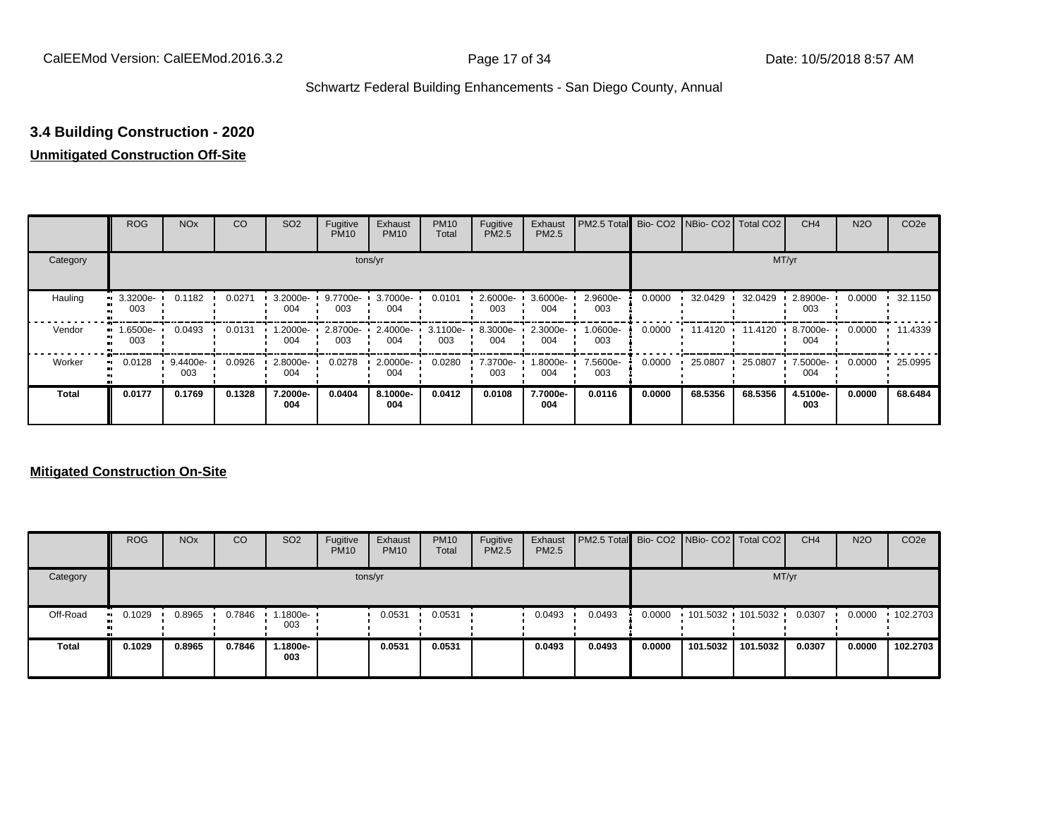### 3.4 Building Construction - 2020

**Unmitigated Construction Off-Site**

| | ROG | NOx | CO | SO2 | Fugitive PM10 | Exhaust PM10 | PM10 Total | Fugitive PM2.5 | Exhaust PM2.5 | PM2.5 Total | Bio- CO2 | NBio- CO2 | Total CO2 | CH4 | N2O | CO2e |
|---|---|---|---|---|---|---|---|---|---|---|---|---|---|---|---|---|
| Category | tons/yr | | | | | | | | | | MT/yr | | | | | |
| Hauling | 3.3200e-003 | 0.1182 | 0.0271 | 3.2000e-004 | 9.7700e-003 | 3.7000e-004 | 0.0101 | 2.6000e-003 | 3.6000e-004 | 2.9600e-003 | 0.0000 | 32.0429 | 32.0429 | 2.8900e-003 | 0.0000 | 32.1150 |
| Vendor | 1.6500e-003 | 0.0493 | 0.0131 | 1.2000e-004 | 2.8700e-003 | 2.4000e-004 | 3.1100e-003 | 8.3000e-004 | 2.3000e-004 | 1.0600e-003 | 0.0000 | 11.4120 | 11.4120 | 8.7000e-004 | 0.0000 | 11.4339 |
| Worker | 0.0128 | 9.4400e-003 | 0.0926 | 2.8000e-004 | 0.0278 | 2.0000e-004 | 0.0280 | 7.3700e-003 | 1.8000e-004 | 7.5600e-003 | 0.0000 | 25.0807 | 25.0807 | 7.5000e-004 | 0.0000 | 25.0995 |
| **Total** | **0.0177** | **0.1769** | **0.1328** | **7.2000e-004** | **0.0404** | **8.1000e-004** | **0.0412** | **0.0108** | **7.7000e-004** | **0.0116** | **0.0000** | **68.5356** | **68.5356** | **4.5100e-003** | **0.0000** | **68.6484** |

**Mitigated Construction On-Site**

| | ROG | NOx | CO | SO2 | Fugitive PM10 | Exhaust PM10 | PM10 Total | Fugitive PM2.5 | Exhaust PM2.5 | PM2.5 Total | Bio- CO2 | NBio- CO2 | Total CO2 | CH4 | N2O | CO2e |
|---|---|---|---|---|---|---|---|---|---|---|---|---|---|---|---|---|
| Category | tons/yr | | | | | | | | | | MT/yr | | | | | |
| Off-Road | 0.1029 | 0.8965 | 0.7846 | 1.1800e-003 | | 0.0531 | 0.0531 | | 0.0493 | 0.0493 | 0.0000 | 101.5032 | 101.5032 | 0.0307 | 0.0000 | 102.2703 |
| **Total** | **0.1029** | **0.8965** | **0.7846** | **1.1800e-003** | | **0.0531** | **0.0531** | | **0.0493** | **0.0493** | **0.0000** | **101.5032** | **101.5032** | **0.0307** | **0.0000** | **102.2703** |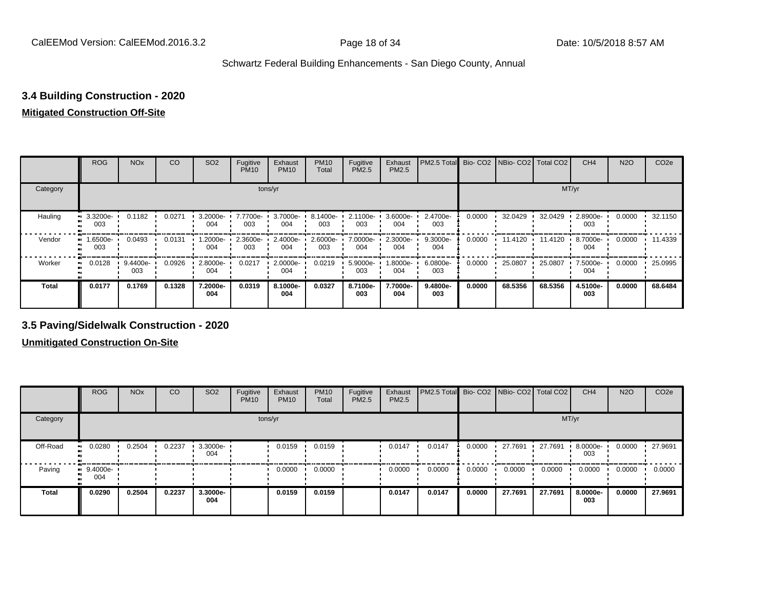### 3.4 Building Construction - 2020

**Mitigated Construction Off-Site**

| | ROG | NOx | CO | SO2 | Fugitive PM10 | Exhaust PM10 | PM10 Total | Fugitive PM2.5 | Exhaust PM2.5 | PM2.5 Total | Bio- CO2 | NBio- CO2 | Total CO2 | CH4 | N2O | CO2e |
|---|---|---|---|---|---|---|---|---|---|---|---|---|---|---|---|---|
| Category | tons/yr | | | | | | | | | | MT/yr | | | | | |
| Hauling | 3.3200e-003 | 0.1182 | 0.0271 | 3.2000e-004 | 7.7700e-003 | 3.7000e-004 | 8.1400e-003 | 2.1100e-003 | 3.6000e-004 | 2.4700e-003 | 0.0000 | 32.0429 | 32.0429 | 2.8900e-003 | 0.0000 | 32.1150 |
| Vendor | 1.6500e-003 | 0.0493 | 0.0131 | 1.2000e-004 | 2.3600e-003 | 2.4000e-004 | 2.6000e-003 | 7.0000e-004 | 2.3000e-004 | 9.3000e-004 | 0.0000 | 11.4120 | 11.4120 | 8.7000e-004 | 0.0000 | 11.4339 |
| Worker | 0.0128 | 9.4400e-003 | 0.0926 | 2.8000e-004 | 0.0217 | 2.0000e-004 | 0.0219 | 5.9000e-003 | 1.8000e-004 | 6.0800e-003 | 0.0000 | 25.0807 | 25.0807 | 7.5000e-004 | 0.0000 | 25.0995 |
| **Total** | **0.0177** | **0.1769** | **0.1328** | **7.2000e-004** | **0.0319** | **8.1000e-004** | **0.0327** | **8.7100e-003** | **7.7000e-004** | **9.4800e-003** | **0.0000** | **68.5356** | **68.5356** | **4.5100e-003** | **0.0000** | **68.6484** |

### 3.5 Paving/Sidelwalk Construction - 2020

**Unmitigated Construction On-Site**

| | ROG | NOx | CO | SO2 | Fugitive PM10 | Exhaust PM10 | PM10 Total | Fugitive PM2.5 | Exhaust PM2.5 | PM2.5 Total | Bio- CO2 | NBio- CO2 | Total CO2 | CH4 | N2O | CO2e |
|---|---|---|---|---|---|---|---|---|---|---|---|---|---|---|---|---|
| Category | tons/yr | | | | | | | | | | MT/yr | | | | | |
| Off-Road | 0.0280 | 0.2504 | 0.2237 | 3.3000e-004 | | 0.0159 | 0.0159 | | 0.0147 | 0.0147 | 0.0000 | 27.7691 | 27.7691 | 8.0000e-003 | 0.0000 | 27.9691 |
| Paving | 9.4000e-004 | | | | | 0.0000 | 0.0000 | | 0.0000 | 0.0000 | 0.0000 | 0.0000 | 0.0000 | 0.0000 | 0.0000 | 0.0000 |
| **Total** | **0.0290** | **0.2504** | **0.2237** | **3.3000e-004** | | **0.0159** | **0.0159** | | **0.0147** | **0.0147** | **0.0000** | **27.7691** | **27.7691** | **8.0000e-003** | **0.0000** | **27.9691** |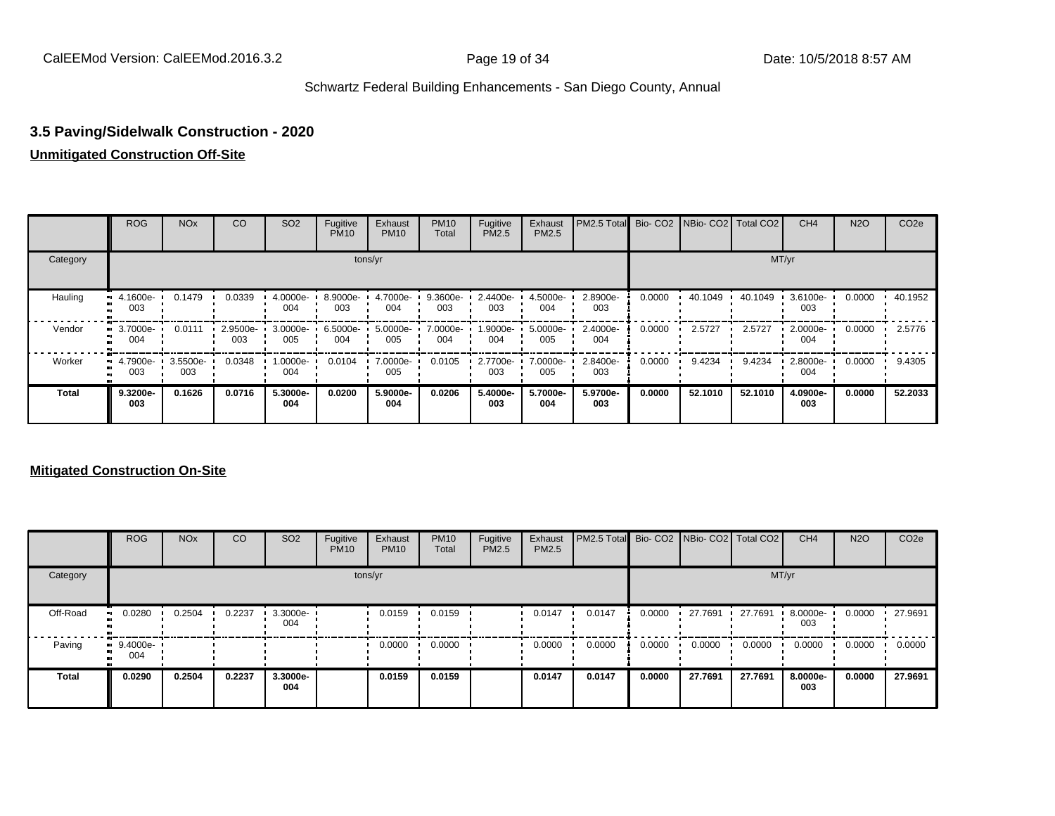### 3.5 Paving/Sidelwalk Construction - 2020

**Unmitigated Construction Off-Site**

| | ROG | NOx | CO | SO2 | Fugitive PM10 | Exhaust PM10 | PM10 Total | Fugitive PM2.5 | Exhaust PM2.5 | PM2.5 Total | Bio- CO2 | NBio- CO2 | Total CO2 | CH4 | N2O | CO2e |
|---|---|---|---|---|---|---|---|---|---|---|---|---|---|---|---|---|
| Category | tons/yr | | | | | | | | | | MT/yr | | | | | |
| Hauling | 4.1600e-003 | 0.1479 | 0.0339 | 4.0000e-004 | 8.9000e-003 | 4.7000e-004 | 9.3600e-003 | 2.4400e-003 | 4.5000e-004 | 2.8900e-003 | 0.0000 | 40.1049 | 40.1049 | 3.6100e-003 | 0.0000 | 40.1952 |
| Vendor | 3.7000e-004 | 0.0111 | 2.9500e-003 | 3.0000e-005 | 6.5000e-004 | 5.0000e-005 | 7.0000e-004 | 1.9000e-004 | 5.0000e-005 | 2.4000e-004 | 0.0000 | 2.5727 | 2.5727 | 2.0000e-004 | 0.0000 | 2.5776 |
| Worker | 4.7900e-003 | 3.5500e-003 | 0.0348 | 1.0000e-004 | 0.0104 | 7.0000e-005 | 0.0105 | 2.7700e-003 | 7.0000e-005 | 2.8400e-003 | 0.0000 | 9.4234 | 9.4234 | 2.8000e-004 | 0.0000 | 9.4305 |
| **Total** | **9.3200e-003** | **0.1626** | **0.0716** | **5.3000e-004** | **0.0200** | **5.9000e-004** | **0.0206** | **5.4000e-003** | **5.7000e-004** | **5.9700e-003** | **0.0000** | **52.1010** | **52.1010** | **4.0900e-003** | **0.0000** | **52.2033** |

**Mitigated Construction On-Site**

| | ROG | NOx | CO | SO2 | Fugitive PM10 | Exhaust PM10 | PM10 Total | Fugitive PM2.5 | Exhaust PM2.5 | PM2.5 Total | Bio- CO2 | NBio- CO2 | Total CO2 | CH4 | N2O | CO2e |
|---|---|---|---|---|---|---|---|---|---|---|---|---|---|---|---|---|
| Category | tons/yr | | | | | | | | | | MT/yr | | | | | |
| Off-Road | 0.0280 | 0.2504 | 0.2237 | 3.3000e-004 | | 0.0159 | 0.0159 | | 0.0147 | 0.0147 | 0.0000 | 27.7691 | 27.7691 | 8.0000e-003 | 0.0000 | 27.9691 |
| Paving | 9.4000e-004 | | | | | 0.0000 | 0.0000 | | 0.0000 | 0.0000 | 0.0000 | 0.0000 | 0.0000 | 0.0000 | 0.0000 | 0.0000 |
| **Total** | **0.0290** | **0.2504** | **0.2237** | **3.3000e-004** | | **0.0159** | **0.0159** | | **0.0147** | **0.0147** | **0.0000** | **27.7691** | **27.7691** | **8.0000e-003** | **0.0000** | **27.9691** |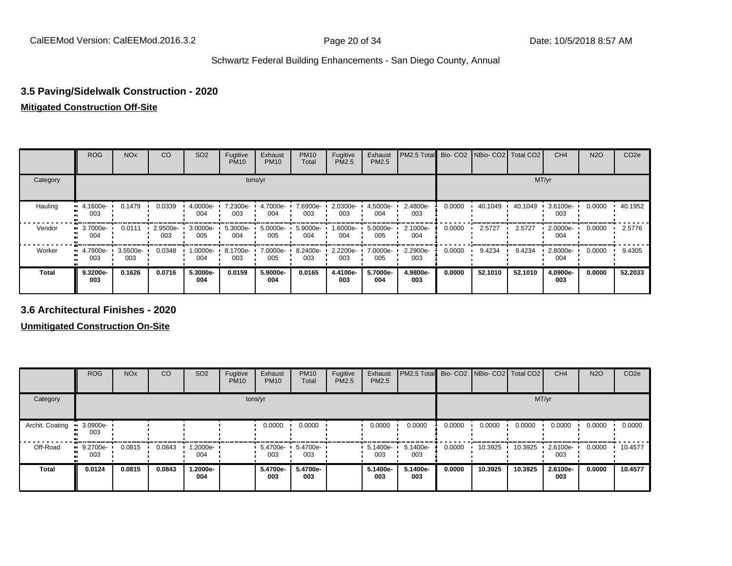### 3.5 Paving/Sidelwalk Construction - 2020

**Mitigated Construction Off-Site**

| | ROG | NOx | CO | SO2 | Fugitive PM10 | Exhaust PM10 | PM10 Total | Fugitive PM2.5 | Exhaust PM2.5 | PM2.5 Total | Bio- CO2 | NBio- CO2 | Total CO2 | CH4 | N2O | CO2e |
|---|---|---|---|---|---|---|---|---|---|---|---|---|---|---|---|---|
| Category | tons/yr | | | | | | | | | | MT/yr | | | | | |
| Hauling | 4.1600e-003 | 0.1479 | 0.0339 | 4.0000e-004 | 7.2300e-003 | 4.7000e-004 | 7.6900e-003 | 2.0300e-003 | 4.5000e-004 | 2.4800e-003 | 0.0000 | 40.1049 | 40.1049 | 3.6100e-003 | 0.0000 | 40.1952 |
| Vendor | 3.7000e-004 | 0.0111 | 2.9500e-003 | 3.0000e-005 | 5.3000e-004 | 5.0000e-005 | 5.9000e-004 | 1.6000e-004 | 5.0000e-005 | 2.1000e-004 | 0.0000 | 2.5727 | 2.5727 | 2.0000e-004 | 0.0000 | 2.5776 |
| Worker | 4.7900e-003 | 3.5500e-003 | 0.0348 | 1.0000e-004 | 8.1700e-003 | 7.0000e-005 | 8.2400e-003 | 2.2200e-003 | 7.0000e-005 | 2.2900e-003 | 0.0000 | 9.4234 | 9.4234 | 2.8000e-004 | 0.0000 | 9.4305 |
| **Total** | **9.3200e-003** | **0.1626** | **0.0716** | **5.3000e-004** | **0.0159** | **5.9000e-004** | **0.0165** | **4.4100e-003** | **5.7000e-004** | **4.9800e-003** | **0.0000** | **52.1010** | **52.1010** | **4.0900e-003** | **0.0000** | **52.2033** |

### 3.6 Architectural Finishes - 2020

**Unmitigated Construction On-Site**

| | ROG | NOx | CO | SO2 | Fugitive PM10 | Exhaust PM10 | PM10 Total | Fugitive PM2.5 | Exhaust PM2.5 | PM2.5 Total | Bio- CO2 | NBio- CO2 | Total CO2 | CH4 | N2O | CO2e |
|---|---|---|---|---|---|---|---|---|---|---|---|---|---|---|---|---|
| Category | tons/yr | | | | | | | | | | MT/yr | | | | | |
| Archit. Coating | 3.0900e-003 | | | | | 0.0000 | 0.0000 | | 0.0000 | 0.0000 | 0.0000 | 0.0000 | 0.0000 | 0.0000 | 0.0000 | 0.0000 |
| Off-Road | 9.2700e-003 | 0.0815 | 0.0843 | 1.2000e-004 | | 5.4700e-003 | 5.4700e-003 | | 5.1400e-003 | 5.1400e-003 | 0.0000 | 10.3925 | 10.3925 | 2.6100e-003 | 0.0000 | 10.4577 |
| **Total** | **0.0124** | **0.0815** | **0.0843** | **1.2000e-004** | | **5.4700e-003** | **5.4700e-003** | | **5.1400e-003** | **5.1400e-003** | **0.0000** | **10.3925** | **10.3925** | **2.6100e-003** | **0.0000** | **10.4577** |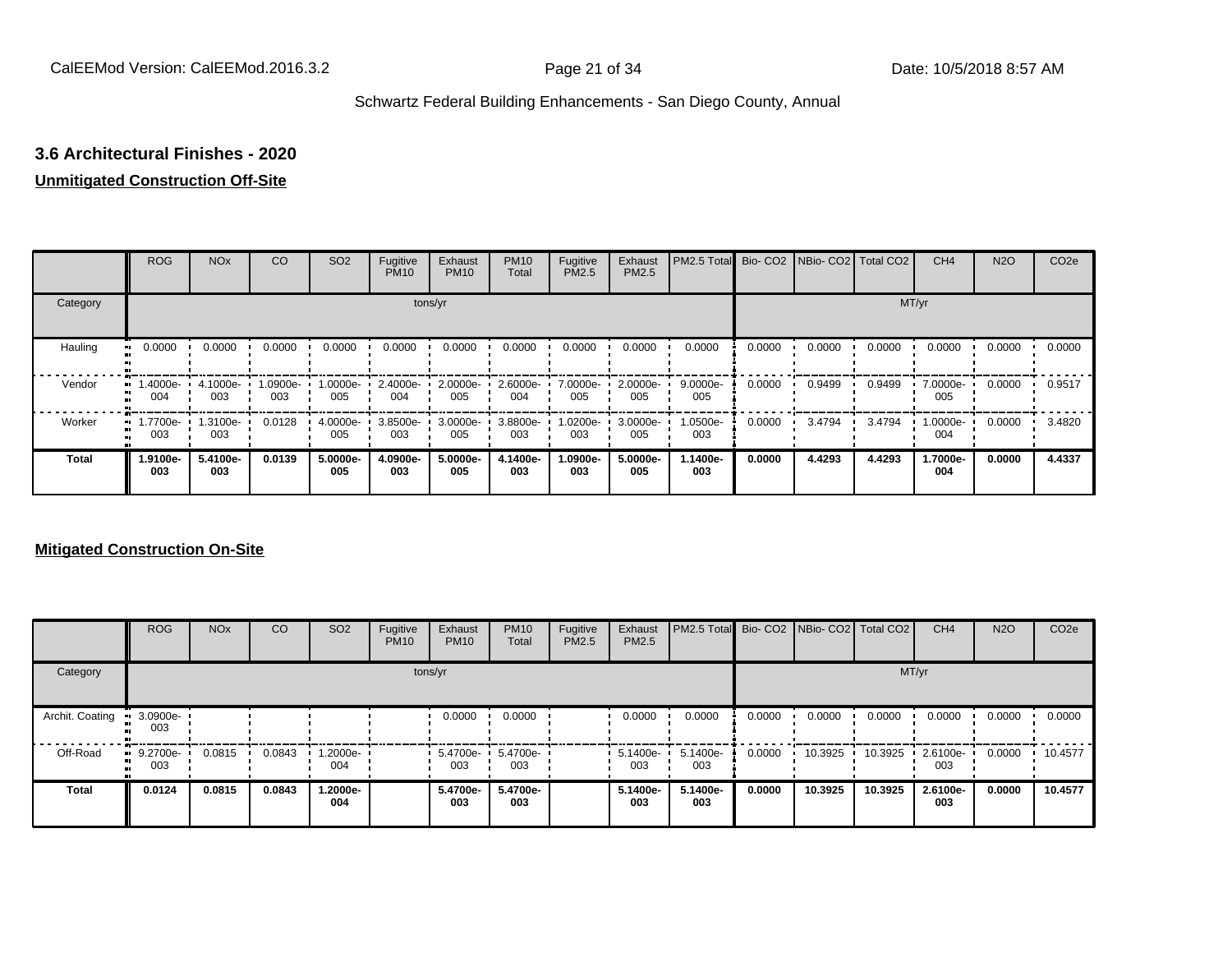## 3.6 Architectural Finishes - 2020

**Unmitigated Construction Off-Site**

| | ROG | NOx | CO | SO2 | Fugitive PM10 | Exhaust PM10 | PM10 Total | Fugitive PM2.5 | Exhaust PM2.5 | PM2.5 Total | Bio- CO2 | NBio- CO2 | Total CO2 | CH4 | N2O | CO2e |
|---|---|---|---|---|---|---|---|---|---|---|---|---|---|---|---|---|
| Category | tons/yr | | | | | | | | | | MT/yr | | | | | |
| Hauling | 0.0000 | 0.0000 | 0.0000 | 0.0000 | 0.0000 | 0.0000 | 0.0000 | 0.0000 | 0.0000 | 0.0000 | 0.0000 | 0.0000 | 0.0000 | 0.0000 | 0.0000 | 0.0000 |
| Vendor | 1.4000e-004 | 4.1000e-003 | 1.0900e-003 | 1.0000e-005 | 2.4000e-004 | 2.0000e-005 | 2.6000e-004 | 7.0000e-005 | 2.0000e-005 | 9.0000e-005 | 0.0000 | 0.9499 | 0.9499 | 7.0000e-005 | 0.0000 | 0.9517 |
| Worker | 1.7700e-003 | 1.3100e-003 | 0.0128 | 4.0000e-005 | 3.8500e-003 | 3.0000e-005 | 3.8800e-003 | 1.0200e-003 | 3.0000e-005 | 1.0500e-003 | 0.0000 | 3.4794 | 3.4794 | 1.0000e-004 | 0.0000 | 3.4820 |
| **Total** | **1.9100e-003** | **5.4100e-003** | **0.0139** | **5.0000e-005** | **4.0900e-003** | **5.0000e-005** | **4.1400e-003** | **1.0900e-003** | **5.0000e-005** | **1.1400e-003** | **0.0000** | **4.4293** | **4.4293** | **1.7000e-004** | **0.0000** | **4.4337** |

**Mitigated Construction On-Site**

| | ROG | NOx | CO | SO2 | Fugitive PM10 | Exhaust PM10 | PM10 Total | Fugitive PM2.5 | Exhaust PM2.5 | PM2.5 Total | Bio- CO2 | NBio- CO2 | Total CO2 | CH4 | N2O | CO2e |
|---|---|---|---|---|---|---|---|---|---|---|---|---|---|---|---|---|
| Category | tons/yr | | | | | | | | | | MT/yr | | | | | |
| Archit. Coating | 3.0900e-003 | | | | | 0.0000 | 0.0000 | | 0.0000 | 0.0000 | 0.0000 | 0.0000 | 0.0000 | 0.0000 | 0.0000 | 0.0000 |
| Off-Road | 9.2700e-003 | 0.0815 | 0.0843 | 1.2000e-004 | | 5.4700e-003 | 5.4700e-003 | | 5.1400e-003 | 5.1400e-003 | 0.0000 | 10.3925 | 10.3925 | 2.6100e-003 | 0.0000 | 10.4577 |
| **Total** | **0.0124** | **0.0815** | **0.0843** | **1.2000e-004** | | **5.4700e-003** | **5.4700e-003** | | **5.1400e-003** | **5.1400e-003** | **0.0000** | **10.3925** | **10.3925** | **2.6100e-003** | **0.0000** | **10.4577** |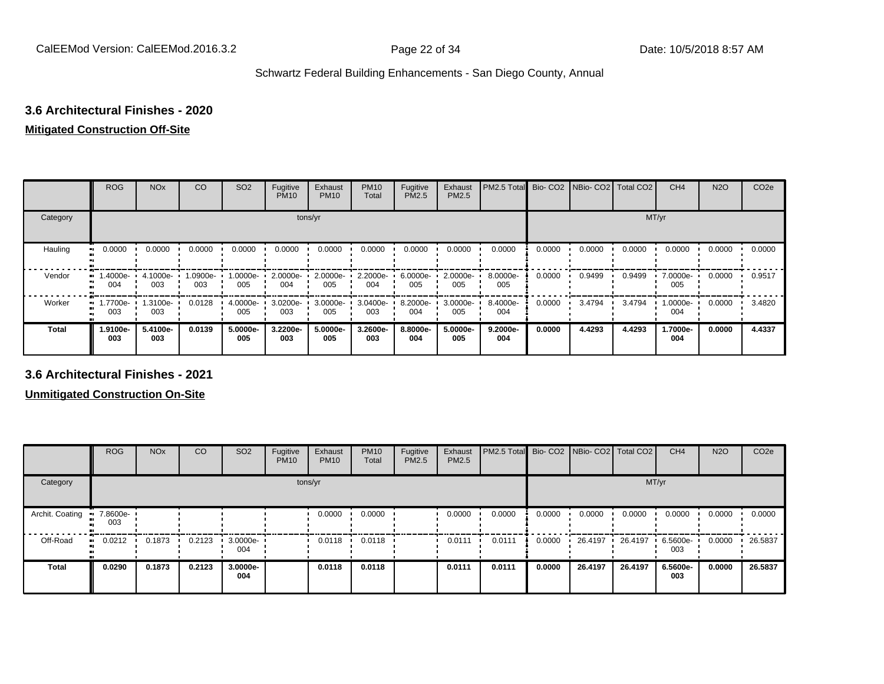### 3.6 Architectural Finishes - 2020

**Mitigated Construction Off-Site**

| | ROG | NOx | CO | SO2 | Fugitive PM10 | Exhaust PM10 | PM10 Total | Fugitive PM2.5 | Exhaust PM2.5 | PM2.5 Total | Bio- CO2 | NBio- CO2 | Total CO2 | CH4 | N2O | CO2e |
|---|---|---|---|---|---|---|---|---|---|---|---|---|---|---|---|---|
| Category | | | | | | tons/yr | | | | | | | | MT/yr | | |
| Hauling | 0.0000 | 0.0000 | 0.0000 | 0.0000 | 0.0000 | 0.0000 | 0.0000 | 0.0000 | 0.0000 | 0.0000 | 0.0000 | 0.0000 | 0.0000 | 0.0000 | 0.0000 | 0.0000 |
| Vendor | 1.4000e-004 | 4.1000e-003 | 1.0900e-003 | 1.0000e-005 | 2.0000e-004 | 2.0000e-005 | 2.2000e-004 | 6.0000e-005 | 2.0000e-005 | 8.0000e-005 | 0.0000 | 0.9499 | 0.9499 | 7.0000e-005 | 0.0000 | 0.9517 |
| Worker | 1.7700e-003 | 1.3100e-003 | 0.0128 | 4.0000e-005 | 3.0200e-003 | 3.0000e-005 | 3.0400e-003 | 8.2000e-004 | 3.0000e-005 | 8.4000e-004 | 0.0000 | 3.4794 | 3.4794 | 1.0000e-004 | 0.0000 | 3.4820 |
| **Total** | **1.9100e-003** | **5.4100e-003** | **0.0139** | **5.0000e-005** | **3.2200e-003** | **5.0000e-005** | **3.2600e-003** | **8.8000e-004** | **5.0000e-005** | **9.2000e-004** | **0.0000** | **4.4293** | **4.4293** | **1.7000e-004** | **0.0000** | **4.4337** |

### 3.6 Architectural Finishes - 2021

**Unmitigated Construction On-Site**

| | ROG | NOx | CO | SO2 | Fugitive PM10 | Exhaust PM10 | PM10 Total | Fugitive PM2.5 | Exhaust PM2.5 | PM2.5 Total | Bio- CO2 | NBio- CO2 | Total CO2 | CH4 | N2O | CO2e |
|---|---|---|---|---|---|---|---|---|---|---|---|---|---|---|---|---|
| Category | | | | | | tons/yr | | | | | | | | MT/yr | | |
| Archit. Coating | 7.8600e-003 | | | | | 0.0000 | 0.0000 | | 0.0000 | 0.0000 | 0.0000 | 0.0000 | 0.0000 | 0.0000 | 0.0000 | 0.0000 |
| Off-Road | 0.0212 | 0.1873 | 0.2123 | 3.0000e-004 | | 0.0118 | 0.0118 | | 0.0111 | 0.0111 | 0.0000 | 26.4197 | 26.4197 | 6.5600e-003 | 0.0000 | 26.5837 |
| **Total** | **0.0290** | **0.1873** | **0.2123** | **3.0000e-004** | | **0.0118** | **0.0118** | | **0.0111** | **0.0111** | **0.0000** | **26.4197** | **26.4197** | **6.5600e-003** | **0.0000** | **26.5837** |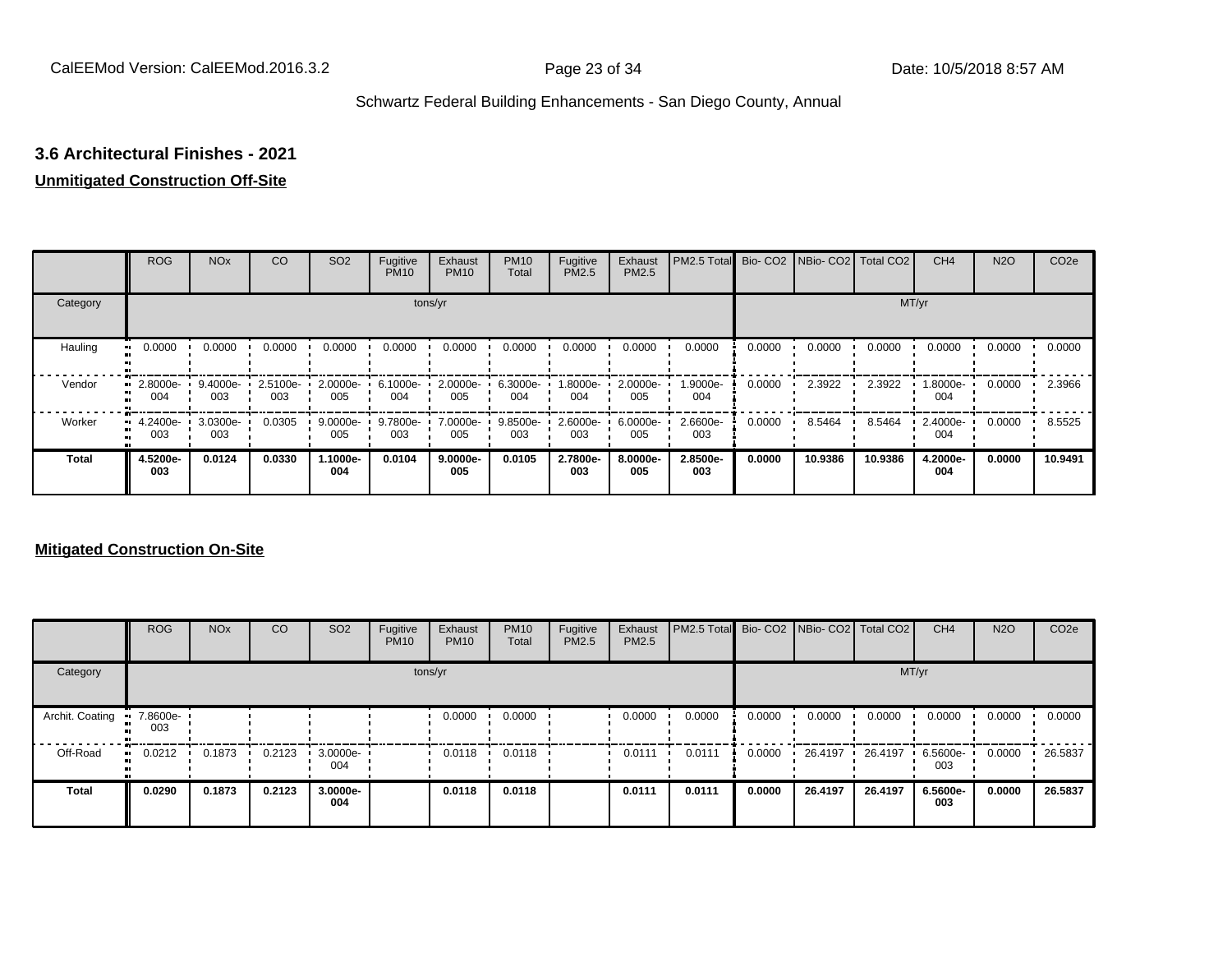### 3.6 Architectural Finishes - 2021

**Unmitigated Construction Off-Site**

| | ROG | NOx | CO | SO2 | Fugitive PM10 | Exhaust PM10 | PM10 Total | Fugitive PM2.5 | Exhaust PM2.5 | PM2.5 Total | Bio- CO2 | NBio- CO2 | Total CO2 | CH4 | N2O | CO2e |
|---|---|---|---|---|---|---|---|---|---|---|---|---|---|---|---|---|
| Category | tons/yr | | | | | | | | | | MT/yr | | | | | |
| Hauling | 0.0000 | 0.0000 | 0.0000 | 0.0000 | 0.0000 | 0.0000 | 0.0000 | 0.0000 | 0.0000 | 0.0000 | 0.0000 | 0.0000 | 0.0000 | 0.0000 | 0.0000 | 0.0000 |
| Vendor | 2.8000e-004 | 9.4000e-003 | 2.5100e-003 | 2.0000e-005 | 6.1000e-004 | 2.0000e-005 | 6.3000e-004 | 1.8000e-004 | 2.0000e-005 | 1.9000e-004 | 0.0000 | 2.3922 | 2.3922 | 1.8000e-004 | 0.0000 | 2.3966 |
| Worker | 4.2400e-003 | 3.0300e-003 | 0.0305 | 9.0000e-005 | 9.7800e-003 | 7.0000e-005 | 9.8500e-003 | 2.6000e-003 | 6.0000e-005 | 2.6600e-003 | 0.0000 | 8.5464 | 8.5464 | 2.4000e-004 | 0.0000 | 8.5525 |
| **Total** | **4.5200e-003** | **0.0124** | **0.0330** | **1.1000e-004** | **0.0104** | **9.0000e-005** | **0.0105** | **2.7800e-003** | **8.0000e-005** | **2.8500e-003** | **0.0000** | **10.9386** | **10.9386** | **4.2000e-004** | **0.0000** | **10.9491** |

**Mitigated Construction On-Site**

| | ROG | NOx | CO | SO2 | Fugitive PM10 | Exhaust PM10 | PM10 Total | Fugitive PM2.5 | Exhaust PM2.5 | PM2.5 Total | Bio- CO2 | NBio- CO2 | Total CO2 | CH4 | N2O | CO2e |
|---|---|---|---|---|---|---|---|---|---|---|---|---|---|---|---|---|
| Category | tons/yr | | | | | | | | | | MT/yr | | | | | |
| Archit. Coating | 7.8600e-003 | | | | | 0.0000 | 0.0000 | | 0.0000 | 0.0000 | 0.0000 | 0.0000 | 0.0000 | 0.0000 | 0.0000 | 0.0000 |
| Off-Road | 0.0212 | 0.1873 | 0.2123 | 3.0000e-004 | | 0.0118 | 0.0118 | | 0.0111 | 0.0111 | 0.0000 | 26.4197 | 26.4197 | 6.5600e-003 | 0.0000 | 26.5837 |
| **Total** | **0.0290** | **0.1873** | **0.2123** | **3.0000e-004** | | **0.0118** | **0.0118** | | **0.0111** | **0.0111** | **0.0000** | **26.4197** | **26.4197** | **6.5600e-003** | **0.0000** | **26.5837** |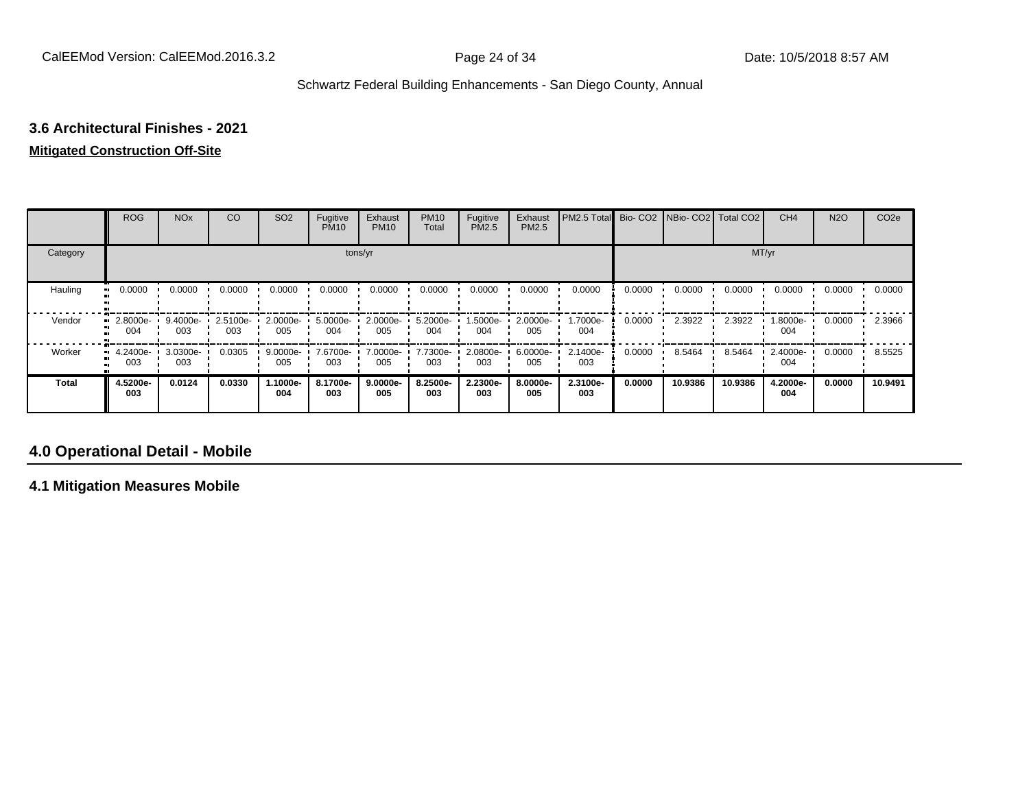### 3.6 Architectural Finishes - 2021

**Mitigated Construction Off-Site**

| | ROG | NOx | CO | SO2 | Fugitive PM10 | Exhaust PM10 | PM10 Total | Fugitive PM2.5 | Exhaust PM2.5 | PM2.5 Total | Bio- CO2 | NBio- CO2 | Total CO2 | CH4 | N2O | CO2e |
|---|---|---|---|---|---|---|---|---|---|---|---|---|---|---|---|---|
| Category | tons/yr | | | | | | | | | | MT/yr | | | | | |
| Hauling | 0.0000 | 0.0000 | 0.0000 | 0.0000 | 0.0000 | 0.0000 | 0.0000 | 0.0000 | 0.0000 | 0.0000 | 0.0000 | 0.0000 | 0.0000 | 0.0000 | 0.0000 | 0.0000 |
| Vendor | 2.8000e-004 | 9.4000e-003 | 2.5100e-003 | 2.0000e-005 | 5.0000e-004 | 2.0000e-005 | 5.2000e-004 | 1.5000e-004 | 2.0000e-005 | 1.7000e-004 | 0.0000 | 2.3922 | 2.3922 | 1.8000e-004 | 0.0000 | 2.3966 |
| Worker | 4.2400e-003 | 3.0300e-003 | 0.0305 | 9.0000e-005 | 7.6700e-003 | 7.0000e-005 | 7.7300e-003 | 2.0800e-003 | 6.0000e-005 | 2.1400e-003 | 0.0000 | 8.5464 | 8.5464 | 2.4000e-004 | 0.0000 | 8.5525 |
| **Total** | **4.5200e-003** | **0.0124** | **0.0330** | **1.1000e-004** | **8.1700e-003** | **9.0000e-005** | **8.2500e-003** | **2.2300e-003** | **8.0000e-005** | **2.3100e-003** | **0.0000** | **10.9386** | **10.9386** | **4.2000e-004** | **0.0000** | **10.9491** |

## 4.0 Operational Detail - Mobile

### 4.1 Mitigation Measures Mobile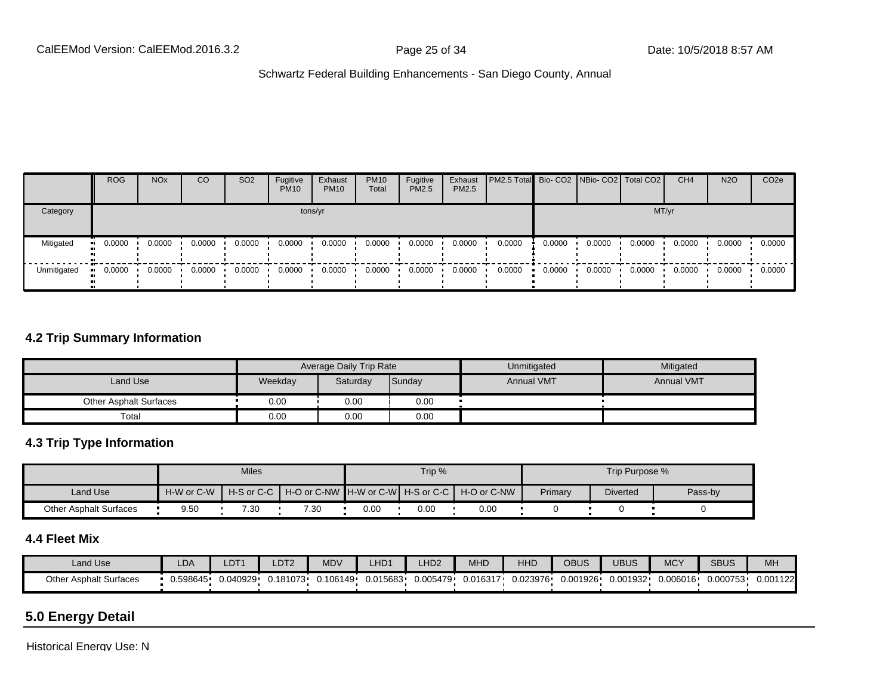| | ROG | NOx | CO | SO2 | Fugitive PM10 | Exhaust PM10 | PM10 Total | Fugitive PM2.5 | Exhaust PM2.5 | PM2.5 Total | Bio- CO2 | NBio- CO2 | Total CO2 | CH4 | N2O | CO2e |
|---|---|---|---|---|---|---|---|---|---|---|---|---|---|---|---|---|
| Category | tons/yr | | | | | | | | | | MT/yr | | | | | |
| Mitigated | 0.0000 | 0.0000 | 0.0000 | 0.0000 | 0.0000 | 0.0000 | 0.0000 | 0.0000 | 0.0000 | 0.0000 | 0.0000 | 0.0000 | 0.0000 | 0.0000 | 0.0000 | 0.0000 |
| Unmitigated | 0.0000 | 0.0000 | 0.0000 | 0.0000 | 0.0000 | 0.0000 | 0.0000 | 0.0000 | 0.0000 | 0.0000 | 0.0000 | 0.0000 | 0.0000 | 0.0000 | 0.0000 | 0.0000 |

### 4.2 Trip Summary Information

| | Average Daily Trip Rate | | | Unmitigated | Mitigated |
|---|---|---|---|---|---|
| Land Use | Weekday | Saturday | Sunday | Annual VMT | Annual VMT |
| Other Asphalt Surfaces | 0.00 | 0.00 | 0.00 | | |
| Total | 0.00 | 0.00 | 0.00 | | |

### 4.3 Trip Type Information

| | Miles | | | Trip % | | | Trip Purpose % | | |
|---|---|---|---|---|---|---|---|---|---|
| Land Use | H-W or C-W | H-S or C-C | H-O or C-NW | H-W or C-W | H-S or C-C | H-O or C-NW | Primary | Diverted | Pass-by |
| Other Asphalt Surfaces | 9.50 | 7.30 | 7.30 | 0.00 | 0.00 | 0.00 | 0 | 0 | 0 |

### 4.4 Fleet Mix

| Land Use | LDA | LDT1 | LDT2 | MDV | LHD1 | LHD2 | MHD | HHD | OBUS | UBUS | MCY | SBUS | MH |
|---|---|---|---|---|---|---|---|---|---|---|---|---|---|
| Other Asphalt Surfaces | 0.598645 | 0.040929 | 0.181073 | 0.106149 | 0.015683 | 0.005479 | 0.016317 | 0.023976 | 0.001926 | 0.001932 | 0.006016 | 0.000753 | 0.001122 |

## 5.0 Energy Detail

Historical Energy Use: N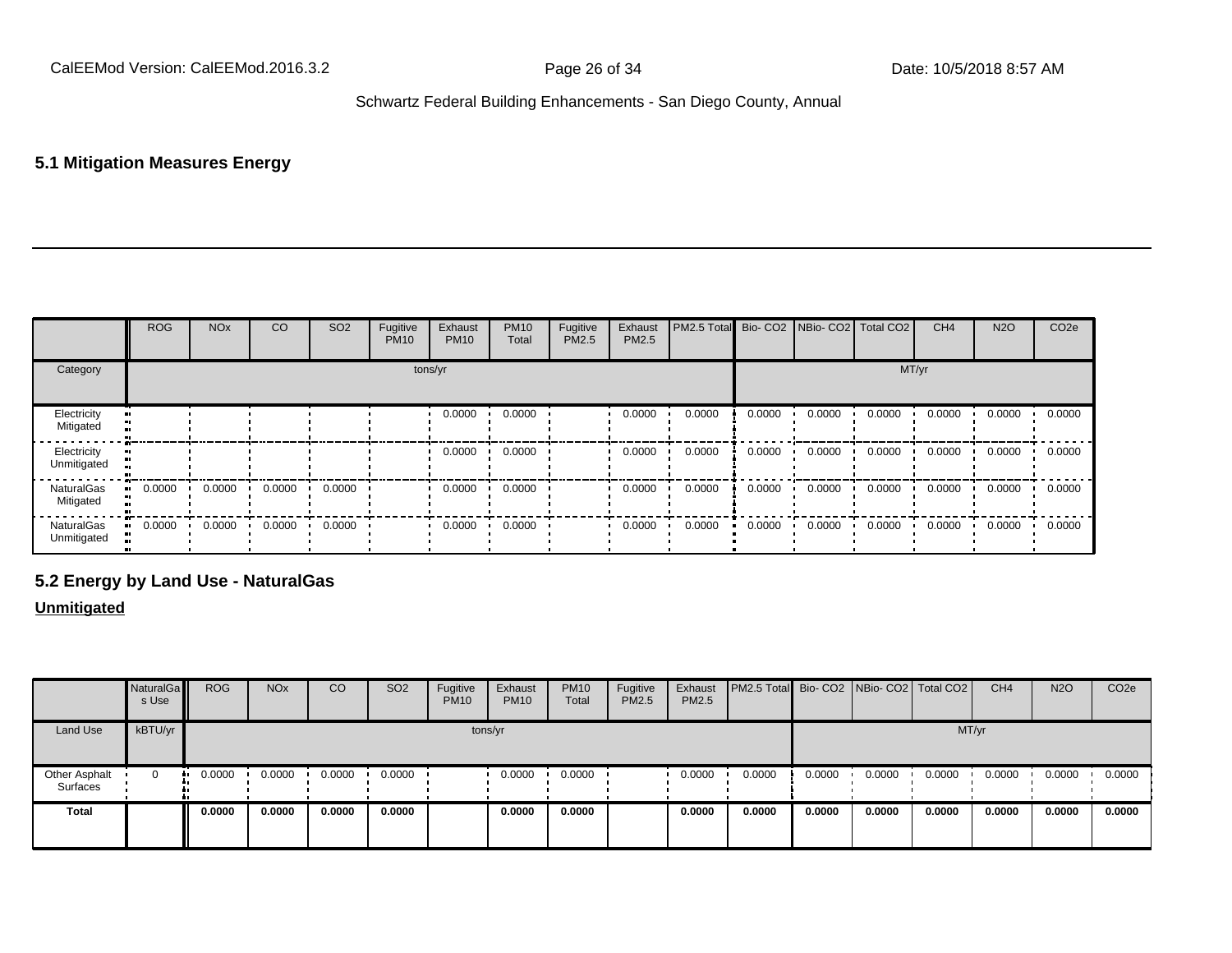## 5.1 Mitigation Measures Energy

| | ROG | NOx | CO | $SO_2$ | Fugitive PM10 | Exhaust PM10 | PM10 Total | Fugitive PM2.5 | Exhaust PM2.5 | PM2.5 Total | Bio- $CO_2$ | NBio- $CO_2$ | Total $CO_2$ | $CH_4$ | $N_2O$ | $CO_2e$ |
|---|---|---|---|---|---|---|---|---|---|---|---|---|---|---|---|---|
| Category | tons/yr | | | | | | | | | | MT/yr | | | | | |
| Electricity Mitigated | | | | | | 0.0000 | 0.0000 | | 0.0000 | 0.0000 | 0.0000 | 0.0000 | 0.0000 | 0.0000 | 0.0000 | 0.0000 |
| Electricity Unmitigated | | | | | | 0.0000 | 0.0000 | | 0.0000 | 0.0000 | 0.0000 | 0.0000 | 0.0000 | 0.0000 | 0.0000 | 0.0000 |
| NaturalGas Mitigated | 0.0000 | 0.0000 | 0.0000 | 0.0000 | | 0.0000 | 0.0000 | | 0.0000 | 0.0000 | 0.0000 | 0.0000 | 0.0000 | 0.0000 | 0.0000 | 0.0000 |
| NaturalGas Unmitigated | 0.0000 | 0.0000 | 0.0000 | 0.0000 | | 0.0000 | 0.0000 | | 0.0000 | 0.0000 | 0.0000 | 0.0000 | 0.0000 | 0.0000 | 0.0000 | 0.0000 |

## 5.2 Energy by Land Use - NaturalGas

**Unmitigated**

| | NaturalGas Use | ROG | NOx | CO | $SO_2$ | Fugitive PM10 | Exhaust PM10 | PM10 Total | Fugitive PM2.5 | Exhaust PM2.5 | PM2.5 Total | Bio- $CO_2$ | NBio- $CO_2$ | Total $CO_2$ | $CH_4$ | $N_2O$ | $CO_2e$ |
|---|---|---|---|---|---|---|---|---|---|---|---|---|---|---|---|---|---|
| Land Use | kBTU/yr | tons/yr | | | | | | | | | | MT/yr | | | | | |
| Other Asphalt Surfaces | 0 | 0.0000 | 0.0000 | 0.0000 | 0.0000 | | 0.0000 | 0.0000 | | 0.0000 | 0.0000 | 0.0000 | 0.0000 | 0.0000 | 0.0000 | 0.0000 | 0.0000 |
| **Total** | | **0.0000** | **0.0000** | **0.0000** | **0.0000** | | **0.0000** | **0.0000** | | **0.0000** | **0.0000** | **0.0000** | **0.0000** | **0.0000** | **0.0000** | **0.0000** | **0.0000** |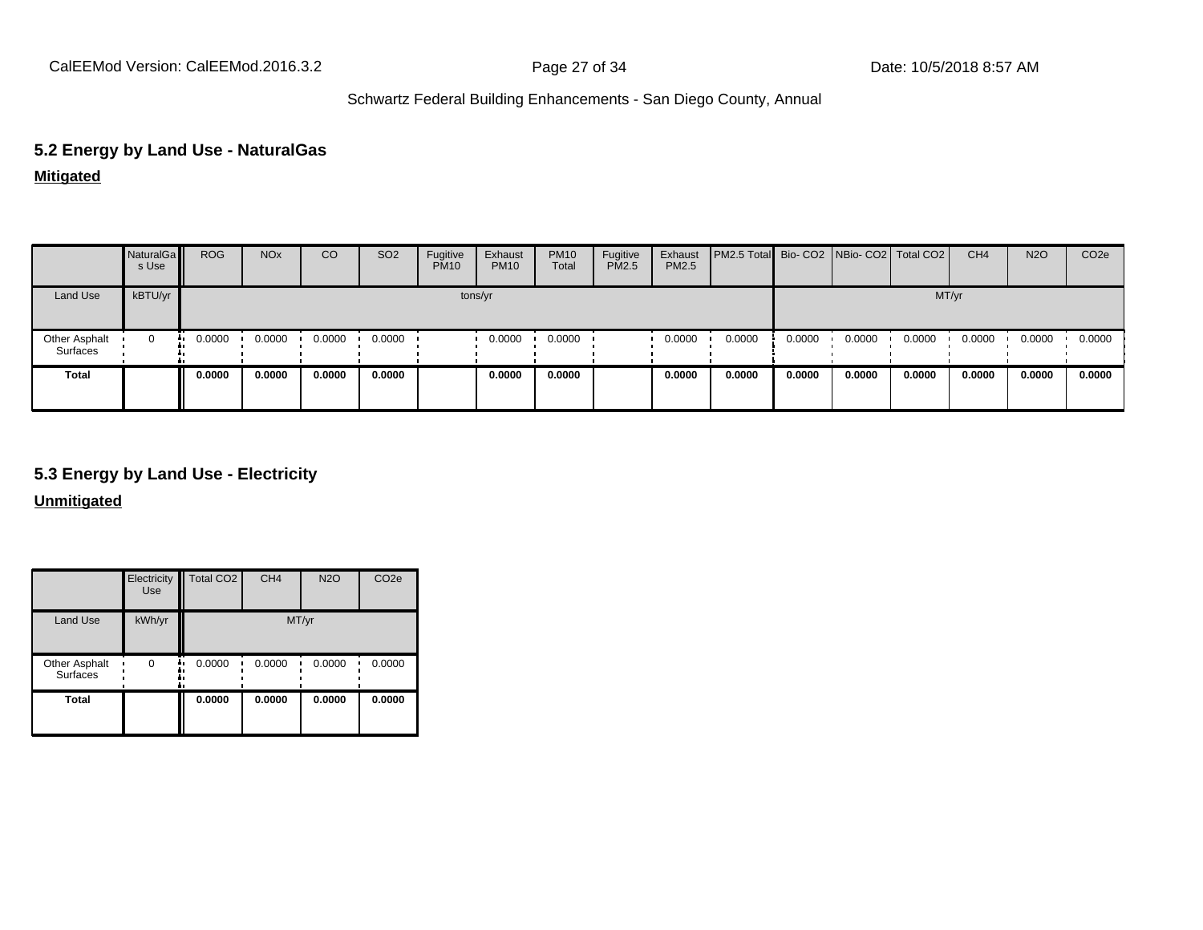Schwartz Federal Building Enhancements - San Diego County, Annual

## 5.2 Energy by Land Use - NaturalGas

**Mitigated**

| | NaturalGas Use | ROG | NOx | CO | SO2 | Fugitive PM10 | Exhaust PM10 | PM10 Total | Fugitive PM2.5 | Exhaust PM2.5 | PM2.5 Total | Bio- CO2 | NBio- CO2 | Total CO2 | CH4 | N2O | CO2e |
|---|---|---|---|---|---|---|---|---|---|---|---|---|---|---|---|---|---|
| Land Use | kBTU/yr | tons/yr | | | | | | | | | | MT/yr | | | | | |
| Other Asphalt Surfaces | 0 | 0.0000 | 0.0000 | 0.0000 | 0.0000 | | 0.0000 | 0.0000 | | 0.0000 | 0.0000 | 0.0000 | 0.0000 | 0.0000 | 0.0000 | 0.0000 | 0.0000 |
| **Total** | | **0.0000** | **0.0000** | **0.0000** | **0.0000** | | **0.0000** | **0.0000** | | **0.0000** | **0.0000** | **0.0000** | **0.0000** | **0.0000** | **0.0000** | **0.0000** | **0.0000** |

## 5.3 Energy by Land Use - Electricity

**Unmitigated**

| | Electricity Use | Total CO2 | CH4 | N2O | CO2e |
|---|---|---|---|---|---|
| Land Use | kWh/yr | MT/yr | | | |
| Other Asphalt Surfaces | 0 | 0.0000 | 0.0000 | 0.0000 | 0.0000 |
| **Total** | | **0.0000** | **0.0000** | **0.0000** | **0.0000** |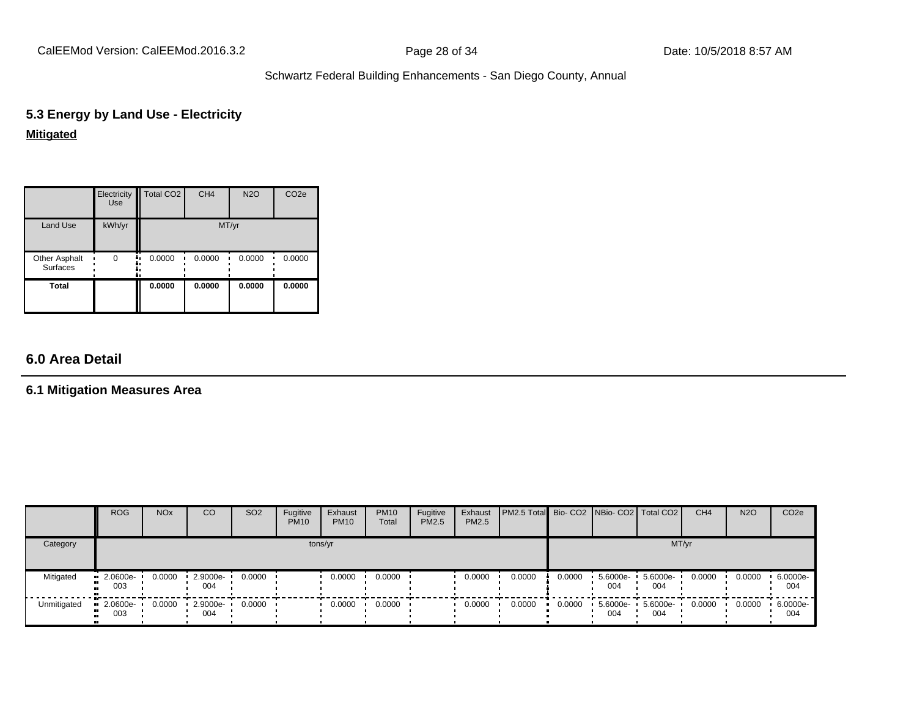### 5.3 Energy by Land Use - Electricity

**Mitigated**

| | Electricity Use | Total CO2 | CH4 | N2O | CO2e |
|---|---|---|---|---|---|
| Land Use | kWh/yr | MT/yr | | | |
| Other Asphalt Surfaces | 0 | 0.0000 | 0.0000 | 0.0000 | 0.0000 |
| **Total** | | **0.0000** | **0.0000** | **0.0000** | **0.0000** |

## 6.0 Area Detail

### 6.1 Mitigation Measures Area

| | ROG | NOx | CO | SO2 | Fugitive PM10 | Exhaust PM10 | PM10 Total | Fugitive PM2.5 | Exhaust PM2.5 | PM2.5 Total | Bio- CO2 | NBio- CO2 | Total CO2 | CH4 | N2O | CO2e |
|---|---|---|---|---|---|---|---|---|---|---|---|---|---|---|---|---|
| Category | tons/yr | | | | | | | | | | MT/yr | | | | | |
| Mitigated | 2.0600e-003 | 0.0000 | 2.9000e-004 | 0.0000 | | 0.0000 | 0.0000 | | 0.0000 | 0.0000 | 0.0000 | 5.6000e-004 | 5.6000e-004 | 0.0000 | 0.0000 | 6.0000e-004 |
| Unmitigated | 2.0600e-003 | 0.0000 | 2.9000e-004 | 0.0000 | | 0.0000 | 0.0000 | | 0.0000 | 0.0000 | 0.0000 | 5.6000e-004 | 5.6000e-004 | 0.0000 | 0.0000 | 6.0000e-004 |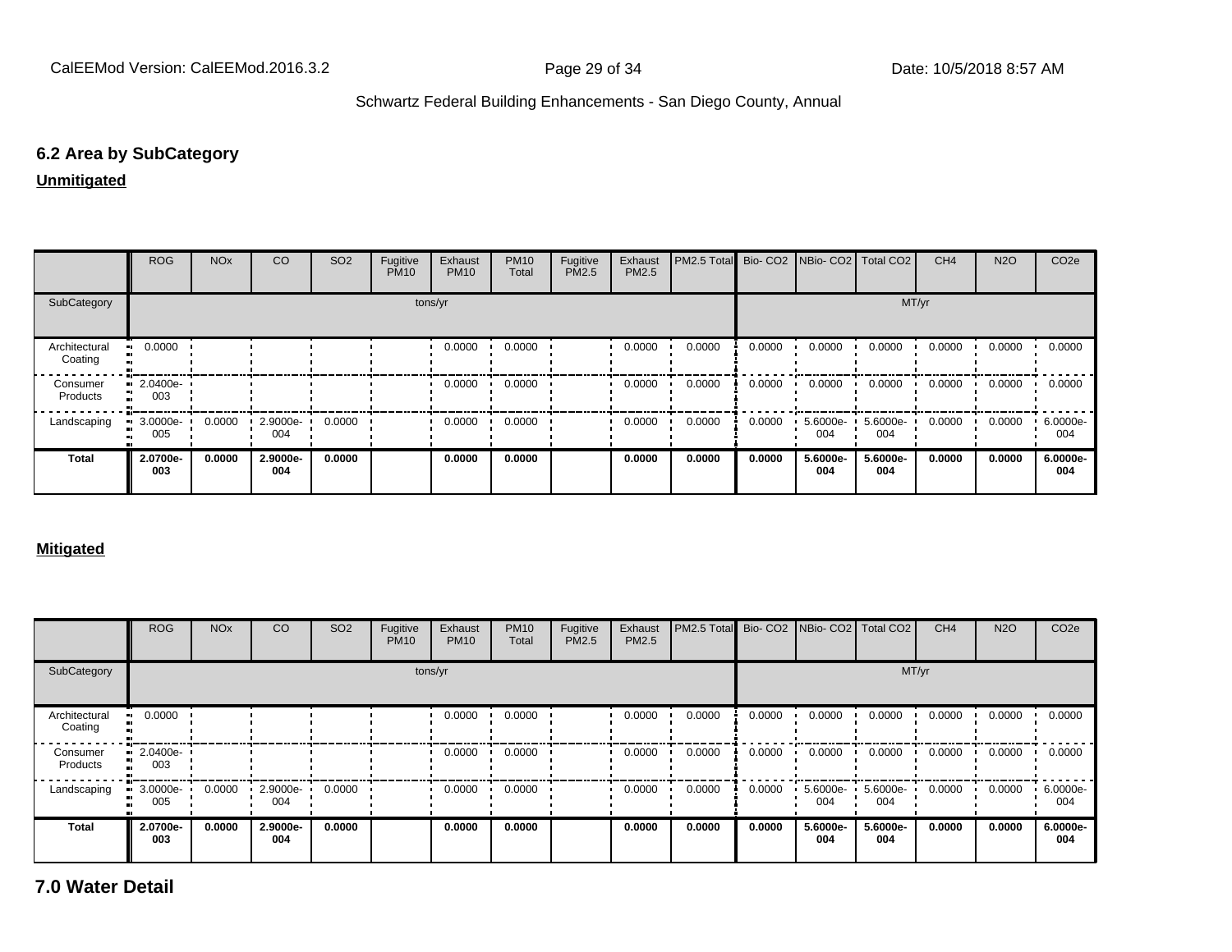## 6.2 Area by SubCategory

**Unmitigated**

| | ROG | NOx | CO | SO2 | Fugitive PM10 | Exhaust PM10 | PM10 Total | Fugitive PM2.5 | Exhaust PM2.5 | PM2.5 Total | Bio- CO2 | NBio- CO2 | Total CO2 | CH4 | N2O | CO2e |
|---|---|---|---|---|---|---|---|---|---|---|---|---|---|---|---|---|
| SubCategory | tons/yr | | | | | | | | | | MT/yr | | | | | |
| Architectural Coating | 0.0000 | | | | | 0.0000 | 0.0000 | | 0.0000 | 0.0000 | 0.0000 | 0.0000 | 0.0000 | 0.0000 | 0.0000 | 0.0000 |
| Consumer Products | 2.0400e-003 | | | | | 0.0000 | 0.0000 | | 0.0000 | 0.0000 | 0.0000 | 0.0000 | 0.0000 | 0.0000 | 0.0000 | 0.0000 |
| Landscaping | 3.0000e-005 | 0.0000 | 2.9000e-004 | 0.0000 | | 0.0000 | 0.0000 | | 0.0000 | 0.0000 | 0.0000 | 5.6000e-004 | 5.6000e-004 | 0.0000 | 0.0000 | 6.0000e-004 |
| **Total** | **2.0700e-003** | **0.0000** | **2.9000e-004** | **0.0000** | | **0.0000** | **0.0000** | | **0.0000** | **0.0000** | **0.0000** | **5.6000e-004** | **5.6000e-004** | **0.0000** | **0.0000** | **6.0000e-004** |

**Mitigated**

| | ROG | NOx | CO | SO2 | Fugitive PM10 | Exhaust PM10 | PM10 Total | Fugitive PM2.5 | Exhaust PM2.5 | PM2.5 Total | Bio- CO2 | NBio- CO2 | Total CO2 | CH4 | N2O | CO2e |
|---|---|---|---|---|---|---|---|---|---|---|---|---|---|---|---|---|
| SubCategory | tons/yr | | | | | | | | | | MT/yr | | | | | |
| Architectural Coating | 0.0000 | | | | | 0.0000 | 0.0000 | | 0.0000 | 0.0000 | 0.0000 | 0.0000 | 0.0000 | 0.0000 | 0.0000 | 0.0000 |
| Consumer Products | 2.0400e-003 | | | | | 0.0000 | 0.0000 | | 0.0000 | 0.0000 | 0.0000 | 0.0000 | 0.0000 | 0.0000 | 0.0000 | 0.0000 |
| Landscaping | 3.0000e-005 | 0.0000 | 2.9000e-004 | 0.0000 | | 0.0000 | 0.0000 | | 0.0000 | 0.0000 | 0.0000 | 5.6000e-004 | 5.6000e-004 | 0.0000 | 0.0000 | 6.0000e-004 |
| **Total** | **2.0700e-003** | **0.0000** | **2.9000e-004** | **0.0000** | | **0.0000** | **0.0000** | | **0.0000** | **0.0000** | **0.0000** | **5.6000e-004** | **5.6000e-004** | **0.0000** | **0.0000** | **6.0000e-004** |

# 7.0 Water Detail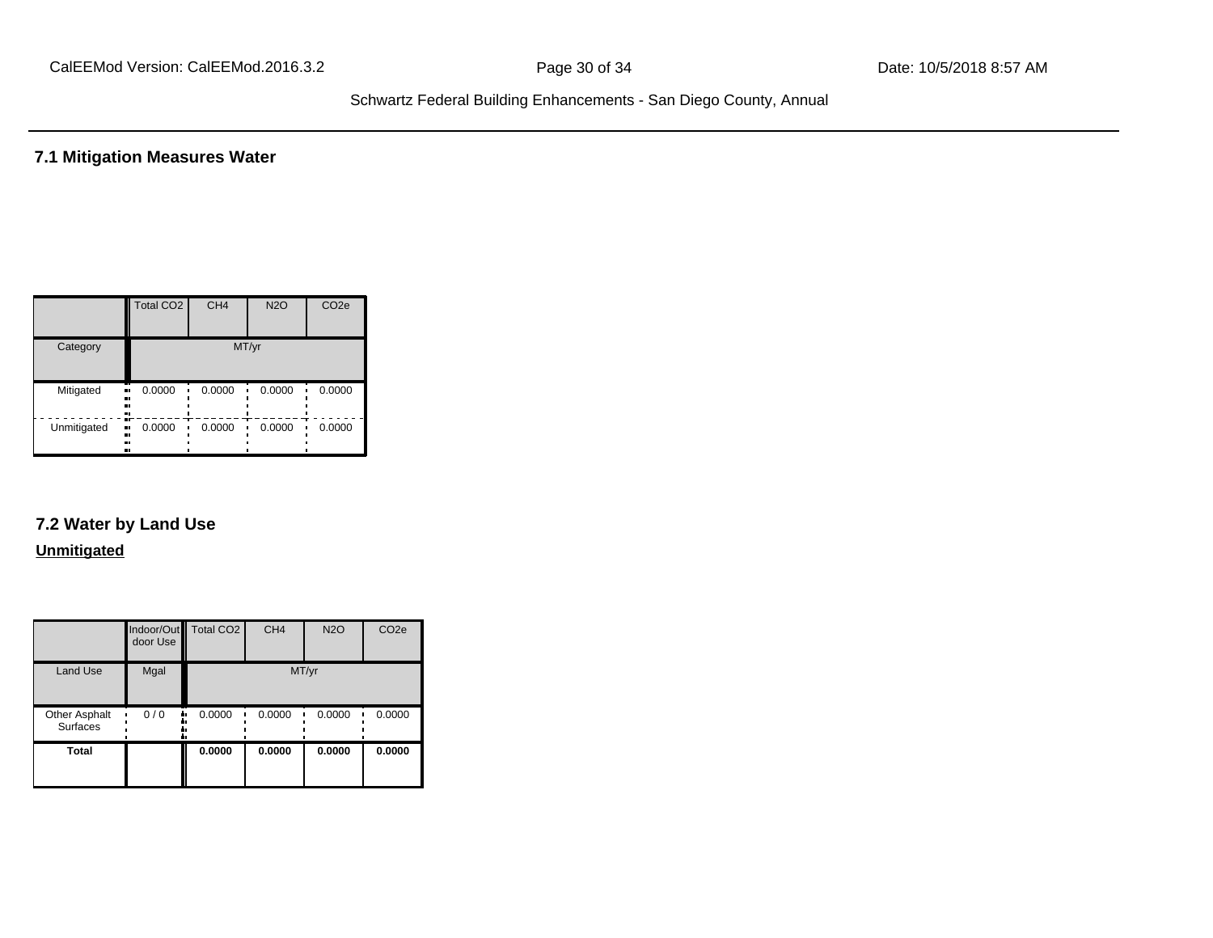## 7.1 Mitigation Measures Water

| | Total CO2 | CH4 | N2O | CO2e |
|---|---|---|---|---|
| Category | MT/yr | | | |
| Mitigated | 0.0000 | 0.0000 | 0.0000 | 0.0000 |
| Unmitigated | 0.0000 | 0.0000 | 0.0000 | 0.0000 |

## 7.2 Water by Land Use

**Unmitigated**

| | Indoor/Outdoor Use | Total CO2 | CH4 | N2O | CO2e |
|---|---|---|---|---|---|
| Land Use | Mgal | MT/yr | | | |
| Other Asphalt Surfaces | 0 / 0 | 0.0000 | 0.0000 | 0.0000 | 0.0000 |
| **Total** | | **0.0000** | **0.0000** | **0.0000** | **0.0000** |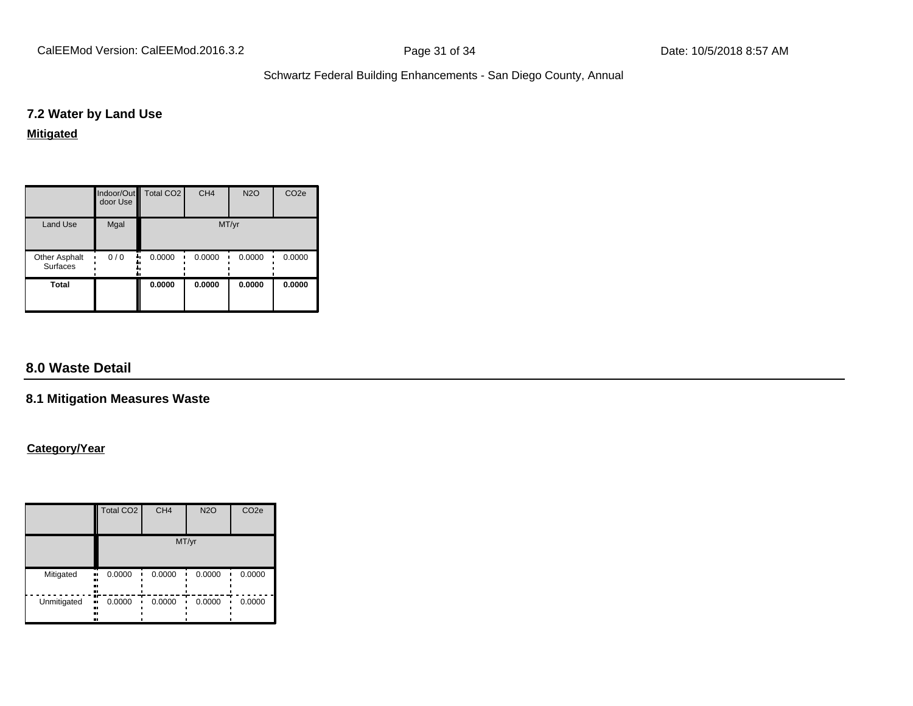## 7.2 Water by Land Use

**Mitigated**

| | Indoor/Outdoor Use | Total $CO_2$ | $CH_4$ | $N_2O$ | $CO_2e$ |
|---|---|---|---|---|---|
| Land Use | Mgal | MT/yr | | | |
| Other Asphalt Surfaces | 0 / 0 | 0.0000 | 0.0000 | 0.0000 | 0.0000 |
| **Total** | | **0.0000** | **0.0000** | **0.0000** | **0.0000** |

# 8.0 Waste Detail

## 8.1 Mitigation Measures Waste

**Category/Year**

| | Total $CO_2$ | $CH_4$ | $N_2O$ | $CO_2e$ |
|---|---|---|---|---|
| | MT/yr | | | |
| Mitigated | 0.0000 | 0.0000 | 0.0000 | 0.0000 |
| Unmitigated | 0.0000 | 0.0000 | 0.0000 | 0.0000 |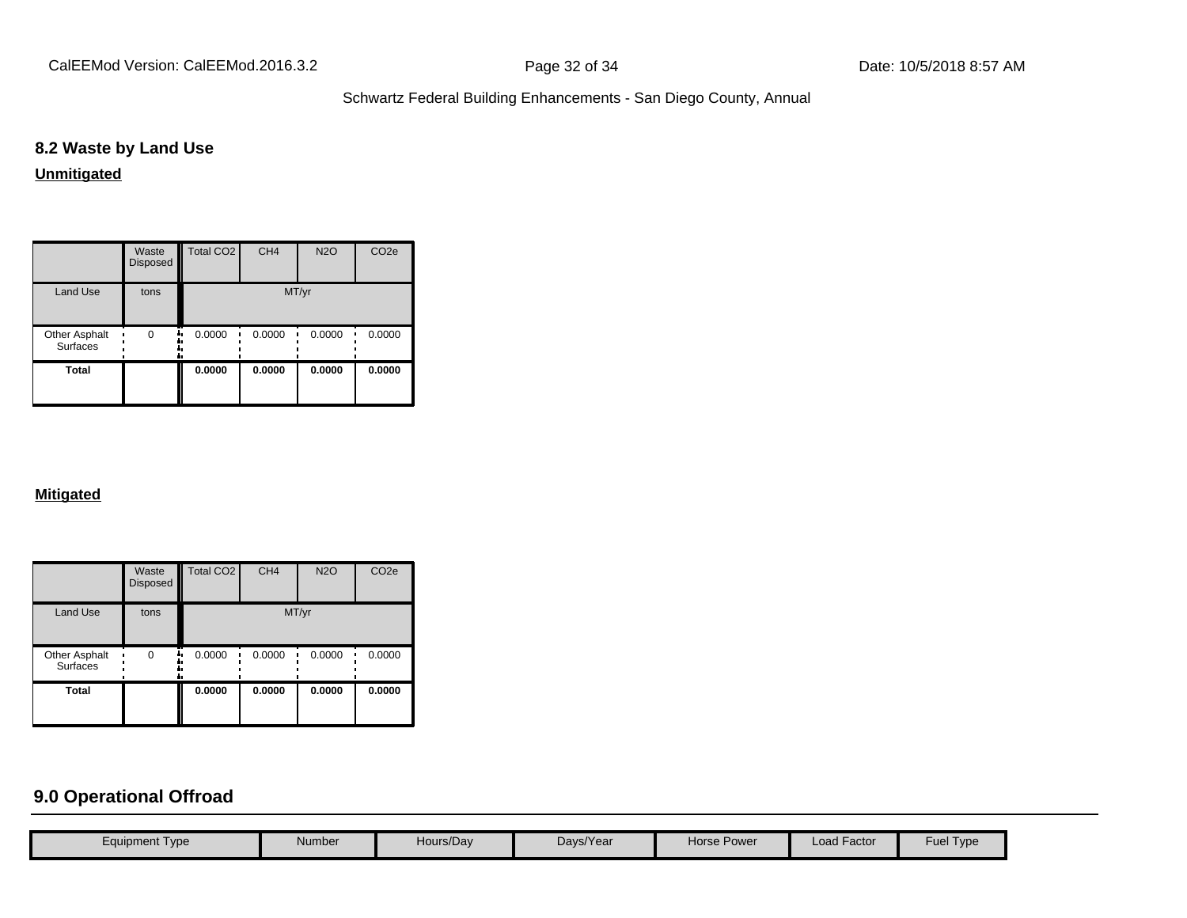## 8.2 Waste by Land Use

**Unmitigated**

| | Waste Disposed | Total CO2 | CH4 | N2O | CO2e |
|---|---|---|---|---|---|
| Land Use | tons | MT/yr | | | |
| Other Asphalt Surfaces | 0 | 0.0000 | 0.0000 | 0.0000 | 0.0000 |
| **Total** | | **0.0000** | **0.0000** | **0.0000** | **0.0000** |

**Mitigated**

| | Waste Disposed | Total CO2 | CH4 | N2O | CO2e |
|---|---|---|---|---|---|
| Land Use | tons | MT/yr | | | |
| Other Asphalt Surfaces | 0 | 0.0000 | 0.0000 | 0.0000 | 0.0000 |
| **Total** | | **0.0000** | **0.0000** | **0.0000** | **0.0000** |

## 9.0 Operational Offroad

| Equipment Type | Number | Hours/Day | Days/Year | Horse Power | Load Factor | Fuel Type |
|---|---|---|---|---|---|---|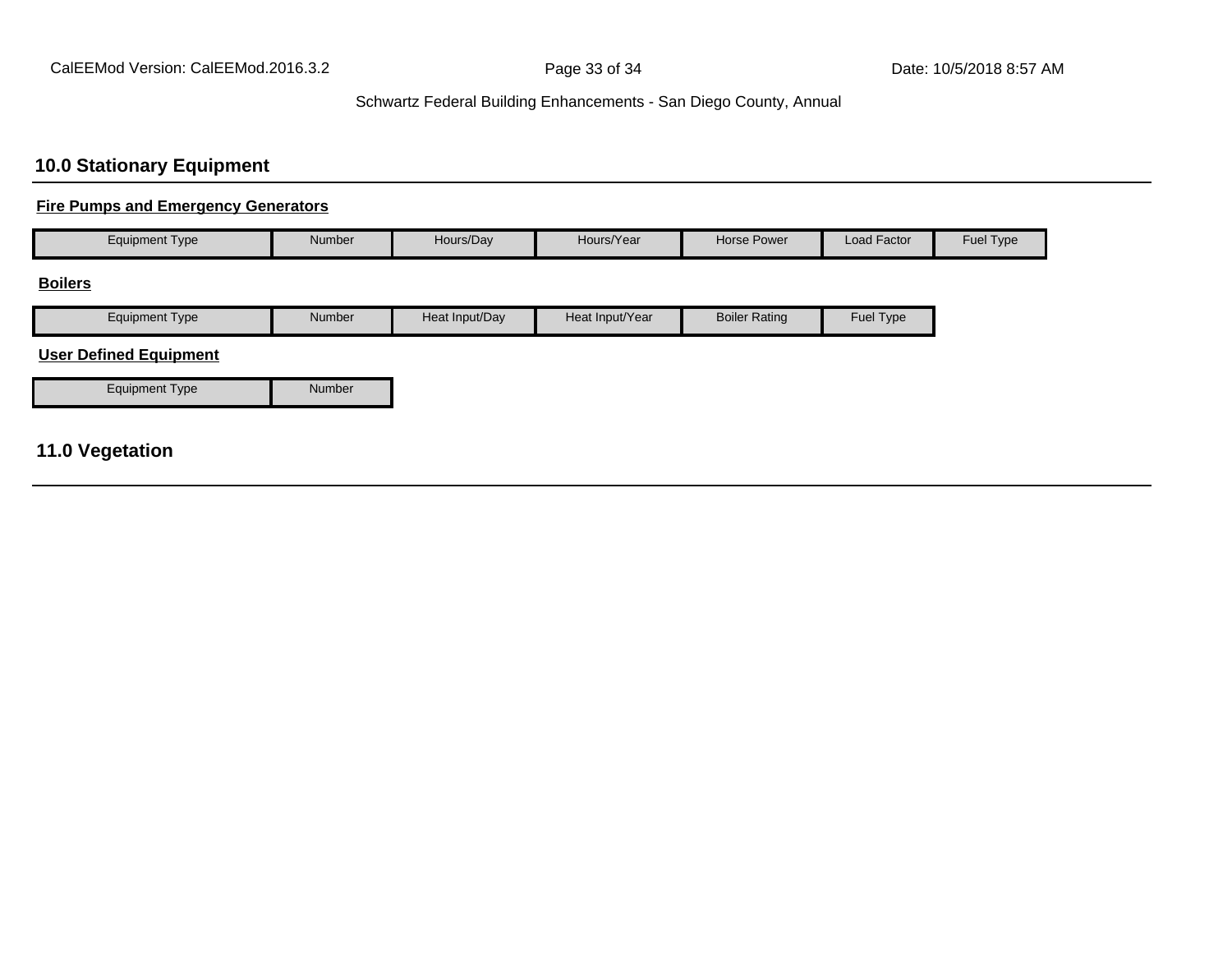## 10.0 Stationary Equipment

**Fire Pumps and Emergency Generators**

| Equipment Type | Number | Hours/Day | Hours/Year | Horse Power | Load Factor | Fuel Type |
|---|---|---|---|---|---|---|

**Boilers**

| Equipment Type | Number | Heat Input/Day | Heat Input/Year | Boiler Rating | Fuel Type |
|---|---|---|---|---|---|

**User Defined Equipment**

| Equipment Type | Number |
|---|---|

## 11.0 Vegetation